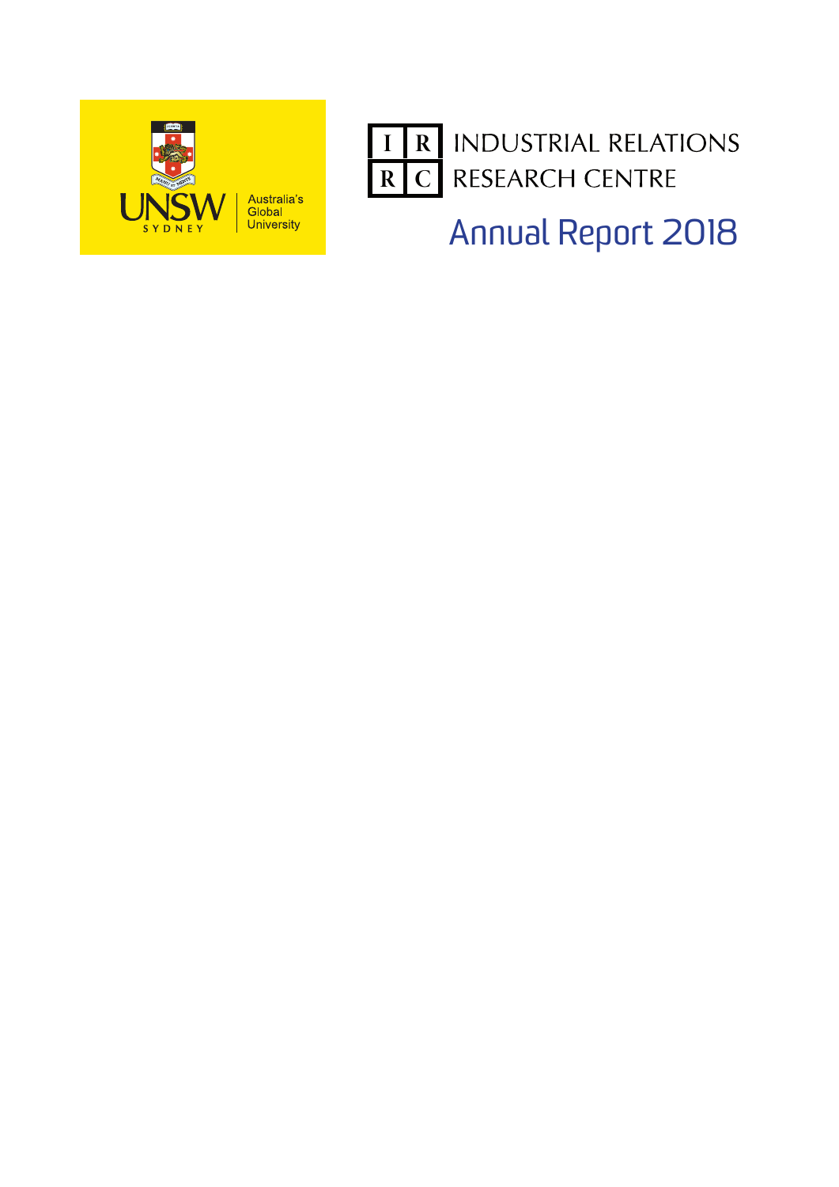UNSW SYDNEY

Australia's Global University

INDUSTRIAL RELATIONS RESEARCH CENTRE

# Annual Report 2018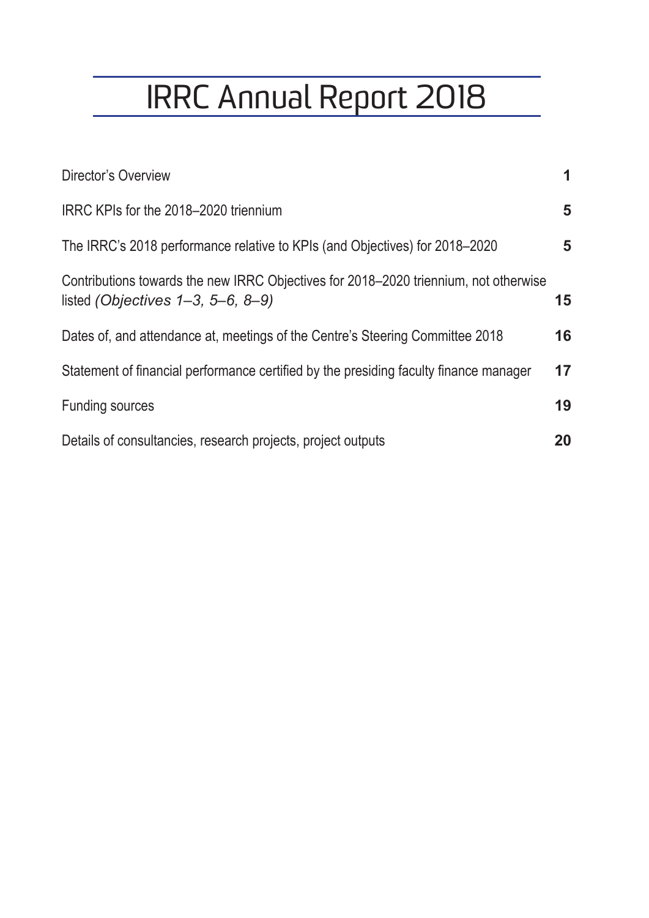# IRRC Annual Report 2018

| | |
|---|---|
| Director's Overview | **1** |
| IRRC KPIs for the 2018–2020 triennium | **5** |
| The IRRC's 2018 performance relative to KPIs (and Objectives) for 2018–2020 | **5** |
| Contributions towards the new IRRC Objectives for 2018–2020 triennium, not otherwise listed *(Objectives 1–3, 5–6, 8–9)* | **15** |
| Dates of, and attendance at, meetings of the Centre's Steering Committee 2018 | **16** |
| Statement of financial performance certified by the presiding faculty finance manager | **17** |
| Funding sources | **19** |
| Details of consultancies, research projects, project outputs | **20** |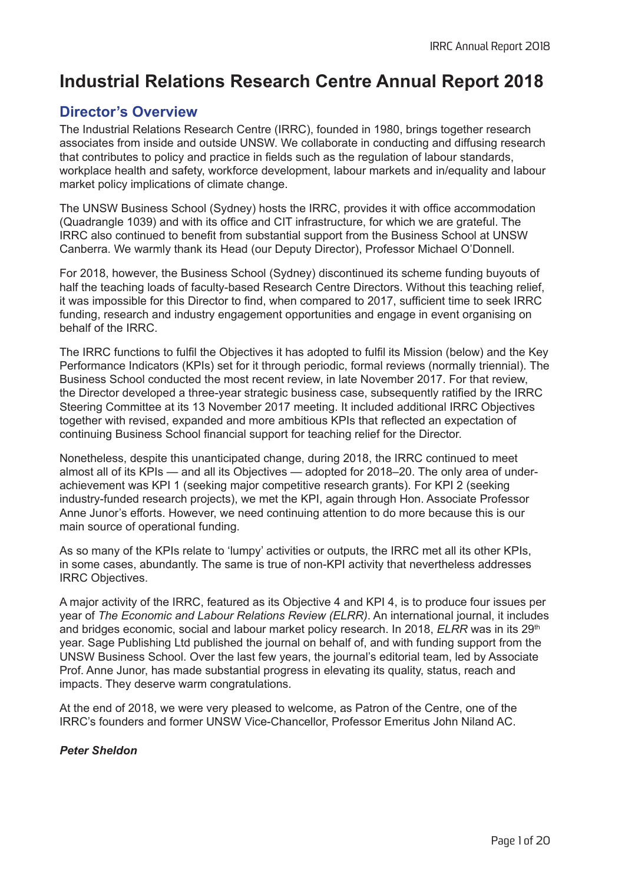# Industrial Relations Research Centre Annual Report 2018

## Director's Overview

The Industrial Relations Research Centre (IRRC), founded in 1980, brings together research associates from inside and outside UNSW. We collaborate in conducting and diffusing research that contributes to policy and practice in fields such as the regulation of labour standards, workplace health and safety, workforce development, labour markets and in/equality and labour market policy implications of climate change.

The UNSW Business School (Sydney) hosts the IRRC, provides it with office accommodation (Quadrangle 1039) and with its office and CIT infrastructure, for which we are grateful. The IRRC also continued to benefit from substantial support from the Business School at UNSW Canberra. We warmly thank its Head (our Deputy Director), Professor Michael O'Donnell.

For 2018, however, the Business School (Sydney) discontinued its scheme funding buyouts of half the teaching loads of faculty-based Research Centre Directors. Without this teaching relief, it was impossible for this Director to find, when compared to 2017, sufficient time to seek IRRC funding, research and industry engagement opportunities and engage in event organising on behalf of the IRRC.

The IRRC functions to fulfil the Objectives it has adopted to fulfil its Mission (below) and the Key Performance Indicators (KPIs) set for it through periodic, formal reviews (normally triennial). The Business School conducted the most recent review, in late November 2017. For that review, the Director developed a three-year strategic business case, subsequently ratified by the IRRC Steering Committee at its 13 November 2017 meeting. It included additional IRRC Objectives together with revised, expanded and more ambitious KPIs that reflected an expectation of continuing Business School financial support for teaching relief for the Director.

Nonetheless, despite this unanticipated change, during 2018, the IRRC continued to meet almost all of its KPIs — and all its Objectives — adopted for 2018–20. The only area of under-achievement was KPI 1 (seeking major competitive research grants). For KPI 2 (seeking industry-funded research projects), we met the KPI, again through Hon. Associate Professor Anne Junor's efforts. However, we need continuing attention to do more because this is our main source of operational funding.

As so many of the KPIs relate to 'lumpy' activities or outputs, the IRRC met all its other KPIs, in some cases, abundantly. The same is true of non-KPI activity that nevertheless addresses IRRC Objectives.

A major activity of the IRRC, featured as its Objective 4 and KPI 4, is to produce four issues per year of *The Economic and Labour Relations Review (ELRR)*. An international journal, it includes and bridges economic, social and labour market policy research. In 2018, *ELRR* was in its 29th year. Sage Publishing Ltd published the journal on behalf of, and with funding support from the UNSW Business School. Over the last few years, the journal's editorial team, led by Associate Prof. Anne Junor, has made substantial progress in elevating its quality, status, reach and impacts. They deserve warm congratulations.

At the end of 2018, we were very pleased to welcome, as Patron of the Centre, one of the IRRC's founders and former UNSW Vice-Chancellor, Professor Emeritus John Niland AC.

***Peter Sheldon***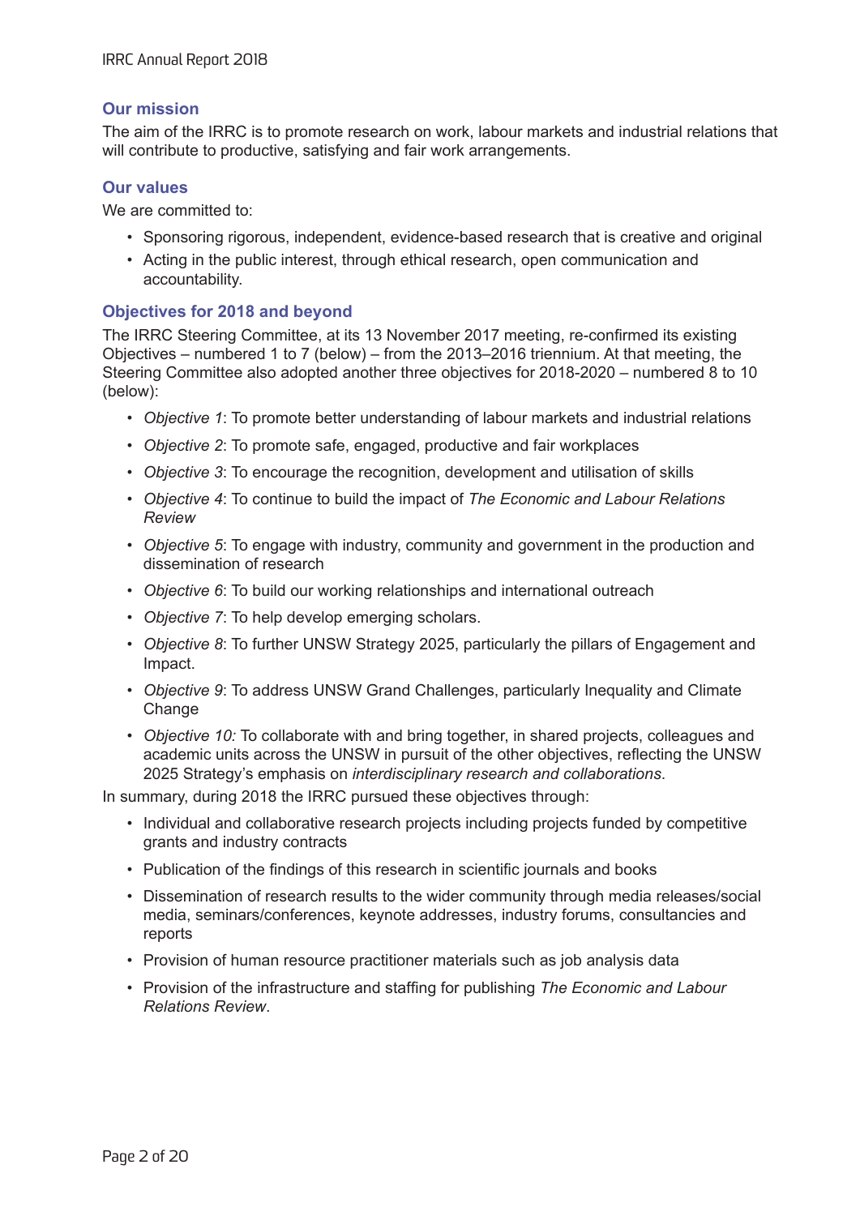## Our mission

The aim of the IRRC is to promote research on work, labour markets and industrial relations that will contribute to productive, satisfying and fair work arrangements.

## Our values

We are committed to:

- Sponsoring rigorous, independent, evidence-based research that is creative and original
- Acting in the public interest, through ethical research, open communication and accountability.

## Objectives for 2018 and beyond

The IRRC Steering Committee, at its 13 November 2017 meeting, re-confirmed its existing Objectives – numbered 1 to 7 (below) – from the 2013–2016 triennium. At that meeting, the Steering Committee also adopted another three objectives for 2018-2020 – numbered 8 to 10 (below):

- *Objective 1*: To promote better understanding of labour markets and industrial relations
- *Objective 2*: To promote safe, engaged, productive and fair workplaces
- *Objective 3*: To encourage the recognition, development and utilisation of skills
- *Objective 4*: To continue to build the impact of *The Economic and Labour Relations Review*
- *Objective 5*: To engage with industry, community and government in the production and dissemination of research
- *Objective 6*: To build our working relationships and international outreach
- *Objective 7*: To help develop emerging scholars.
- *Objective 8*: To further UNSW Strategy 2025, particularly the pillars of Engagement and Impact.
- *Objective 9*: To address UNSW Grand Challenges, particularly Inequality and Climate Change
- *Objective 10:* To collaborate with and bring together, in shared projects, colleagues and academic units across the UNSW in pursuit of the other objectives, reflecting the UNSW 2025 Strategy's emphasis on *interdisciplinary research and collaborations*.

In summary, during 2018 the IRRC pursued these objectives through:

- Individual and collaborative research projects including projects funded by competitive grants and industry contracts
- Publication of the findings of this research in scientific journals and books
- Dissemination of research results to the wider community through media releases/social media, seminars/conferences, keynote addresses, industry forums, consultancies and reports
- Provision of human resource practitioner materials such as job analysis data
- Provision of the infrastructure and staffing for publishing *The Economic and Labour Relations Review*.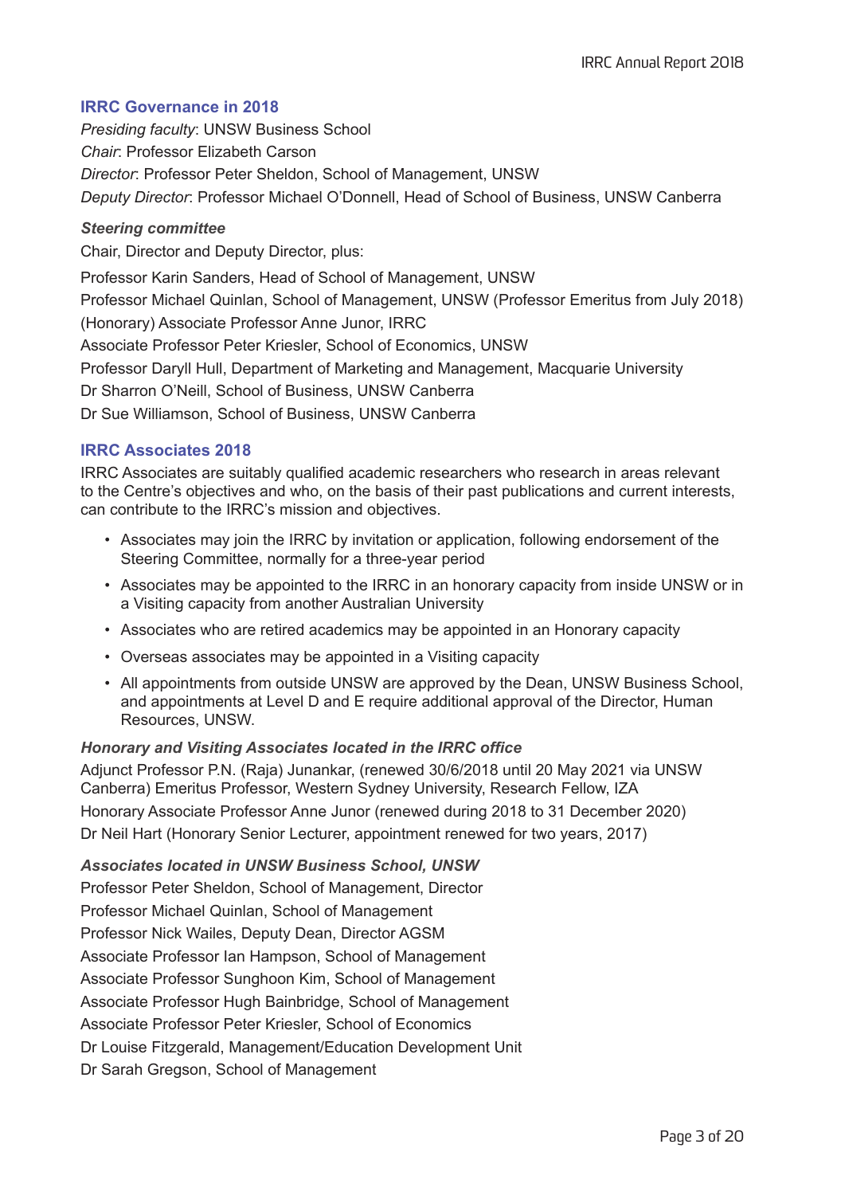## IRRC Governance in 2018

*Presiding faculty*: UNSW Business School
*Chair*: Professor Elizabeth Carson
*Director*: Professor Peter Sheldon, School of Management, UNSW
*Deputy Director*: Professor Michael O'Donnell, Head of School of Business, UNSW Canberra

### *Steering committee*

Chair, Director and Deputy Director, plus:

Professor Karin Sanders, Head of School of Management, UNSW
Professor Michael Quinlan, School of Management, UNSW (Professor Emeritus from July 2018)
(Honorary) Associate Professor Anne Junor, IRRC
Associate Professor Peter Kriesler, School of Economics, UNSW
Professor Daryll Hull, Department of Marketing and Management, Macquarie University
Dr Sharron O'Neill, School of Business, UNSW Canberra
Dr Sue Williamson, School of Business, UNSW Canberra

## IRRC Associates 2018

IRRC Associates are suitably qualified academic researchers who research in areas relevant to the Centre's objectives and who, on the basis of their past publications and current interests, can contribute to the IRRC's mission and objectives.

- Associates may join the IRRC by invitation or application, following endorsement of the Steering Committee, normally for a three-year period
- Associates may be appointed to the IRRC in an honorary capacity from inside UNSW or in a Visiting capacity from another Australian University
- Associates who are retired academics may be appointed in an Honorary capacity
- Overseas associates may be appointed in a Visiting capacity
- All appointments from outside UNSW are approved by the Dean, UNSW Business School, and appointments at Level D and E require additional approval of the Director, Human Resources, UNSW.

### *Honorary and Visiting Associates located in the IRRC office*

Adjunct Professor P.N. (Raja) Junankar, (renewed 30/6/2018 until 20 May 2021 via UNSW Canberra) Emeritus Professor, Western Sydney University, Research Fellow, IZA
Honorary Associate Professor Anne Junor (renewed during 2018 to 31 December 2020)
Dr Neil Hart (Honorary Senior Lecturer, appointment renewed for two years, 2017)

### *Associates located in UNSW Business School, UNSW*

Professor Peter Sheldon, School of Management, Director
Professor Michael Quinlan, School of Management
Professor Nick Wailes, Deputy Dean, Director AGSM
Associate Professor Ian Hampson, School of Management
Associate Professor Sunghoon Kim, School of Management
Associate Professor Hugh Bainbridge, School of Management
Associate Professor Peter Kriesler, School of Economics
Dr Louise Fitzgerald, Management/Education Development Unit
Dr Sarah Gregson, School of Management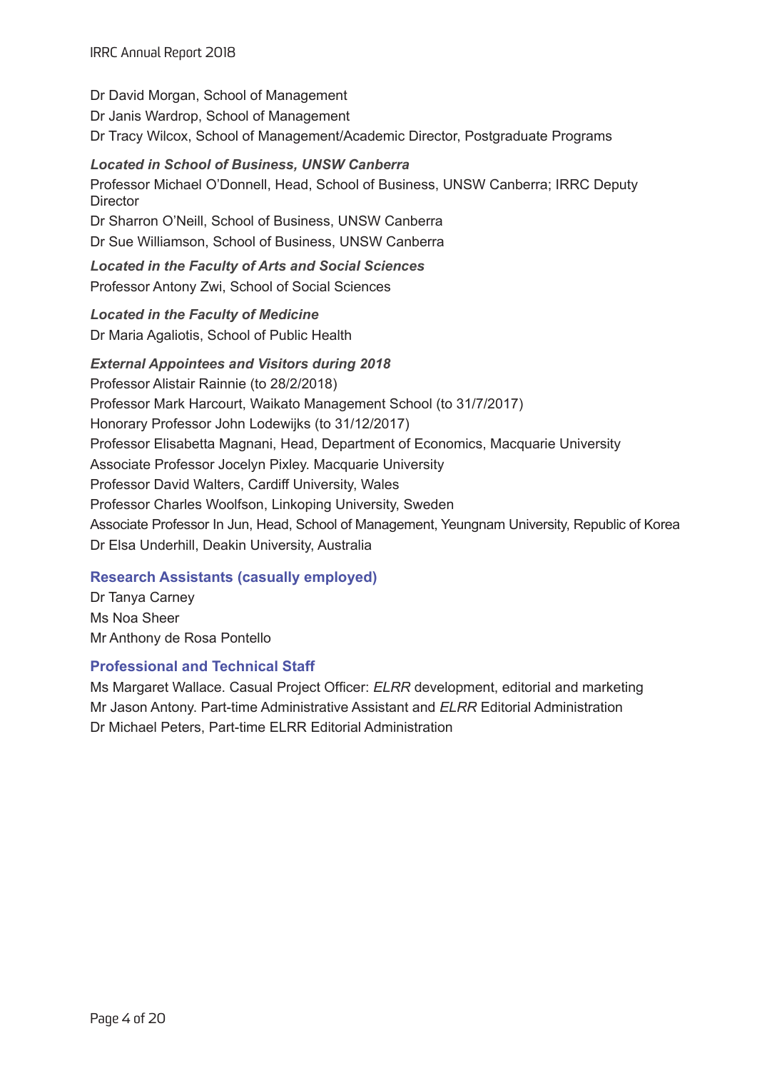Dr David Morgan, School of Management
Dr Janis Wardrop, School of Management
Dr Tracy Wilcox, School of Management/Academic Director, Postgraduate Programs

***Located in School of Business, UNSW Canberra***

Professor Michael O'Donnell, Head, School of Business, UNSW Canberra; IRRC Deputy Director
Dr Sharron O'Neill, School of Business, UNSW Canberra
Dr Sue Williamson, School of Business, UNSW Canberra

***Located in the Faculty of Arts and Social Sciences***

Professor Antony Zwi, School of Social Sciences

***Located in the Faculty of Medicine***

Dr Maria Agaliotis, School of Public Health

***External Appointees and Visitors during 2018***

Professor Alistair Rainnie (to 28/2/2018)
Professor Mark Harcourt, Waikato Management School (to 31/7/2017)
Honorary Professor John Lodewijks (to 31/12/2017)
Professor Elisabetta Magnani, Head, Department of Economics, Macquarie University
Associate Professor Jocelyn Pixley. Macquarie University
Professor David Walters, Cardiff University, Wales
Professor Charles Woolfson, Linkoping University, Sweden
Associate Professor In Jun, Head, School of Management, Yeungnam University, Republic of Korea
Dr Elsa Underhill, Deakin University, Australia

## Research Assistants (casually employed)

Dr Tanya Carney
Ms Noa Sheer
Mr Anthony de Rosa Pontello

## Professional and Technical Staff

Ms Margaret Wallace. Casual Project Officer: *ELRR* development, editorial and marketing
Mr Jason Antony. Part-time Administrative Assistant and *ELRR* Editorial Administration
Dr Michael Peters, Part-time ELRR Editorial Administration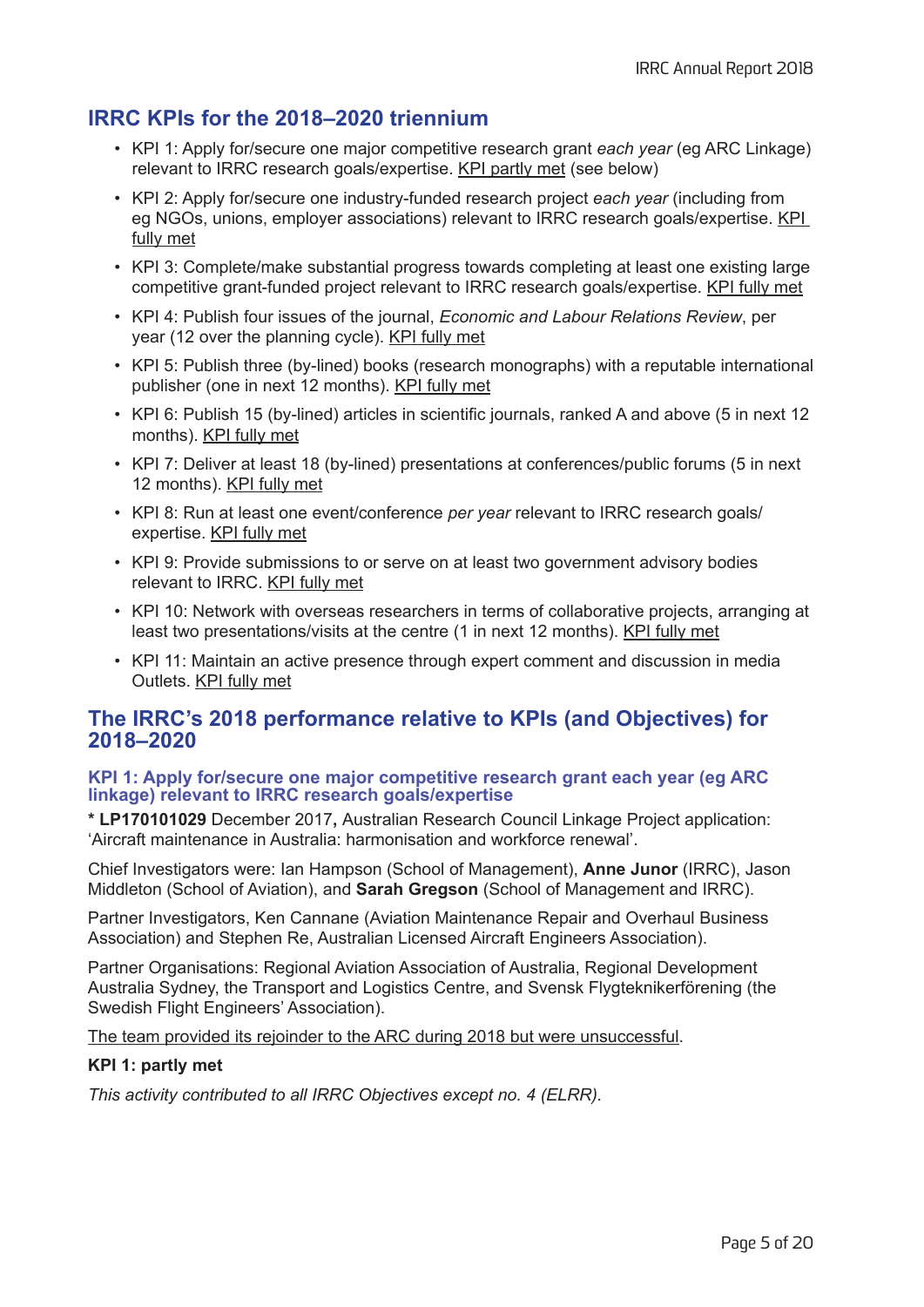## IRRC KPIs for the 2018–2020 triennium

- KPI 1: Apply for/secure one major competitive research grant *each year* (eg ARC Linkage) relevant to IRRC research goals/expertise. KPI partly met (see below)
- KPI 2: Apply for/secure one industry-funded research project *each year* (including from eg NGOs, unions, employer associations) relevant to IRRC research goals/expertise. KPI fully met
- KPI 3: Complete/make substantial progress towards completing at least one existing large competitive grant-funded project relevant to IRRC research goals/expertise. KPI fully met
- KPI 4: Publish four issues of the journal, *Economic and Labour Relations Review*, per year (12 over the planning cycle). KPI fully met
- KPI 5: Publish three (by-lined) books (research monographs) with a reputable international publisher (one in next 12 months). KPI fully met
- KPI 6: Publish 15 (by-lined) articles in scientific journals, ranked A and above (5 in next 12 months). KPI fully met
- KPI 7: Deliver at least 18 (by-lined) presentations at conferences/public forums (5 in next 12 months). KPI fully met
- KPI 8: Run at least one event/conference *per year* relevant to IRRC research goals/ expertise. KPI fully met
- KPI 9: Provide submissions to or serve on at least two government advisory bodies relevant to IRRC. KPI fully met
- KPI 10: Network with overseas researchers in terms of collaborative projects, arranging at least two presentations/visits at the centre (1 in next 12 months). KPI fully met
- KPI 11: Maintain an active presence through expert comment and discussion in media Outlets. KPI fully met

## The IRRC's 2018 performance relative to KPIs (and Objectives) for 2018–2020

### KPI 1: Apply for/secure one major competitive research grant each year (eg ARC linkage) relevant to IRRC research goals/expertise

* **LP170101029** December 2017**,** Australian Research Council Linkage Project application: 'Aircraft maintenance in Australia: harmonisation and workforce renewal'.

Chief Investigators were: Ian Hampson (School of Management), **Anne Junor** (IRRC), Jason Middleton (School of Aviation), and **Sarah Gregson** (School of Management and IRRC).

Partner Investigators, Ken Cannane (Aviation Maintenance Repair and Overhaul Business Association) and Stephen Re, Australian Licensed Aircraft Engineers Association).

Partner Organisations: Regional Aviation Association of Australia, Regional Development Australia Sydney, the Transport and Logistics Centre, and Svensk Flygteknikerförening (the Swedish Flight Engineers' Association).

The team provided its rejoinder to the ARC during 2018 but were unsuccessful.

**KPI 1: partly met**

*This activity contributed to all IRRC Objectives except no. 4 (ELRR).*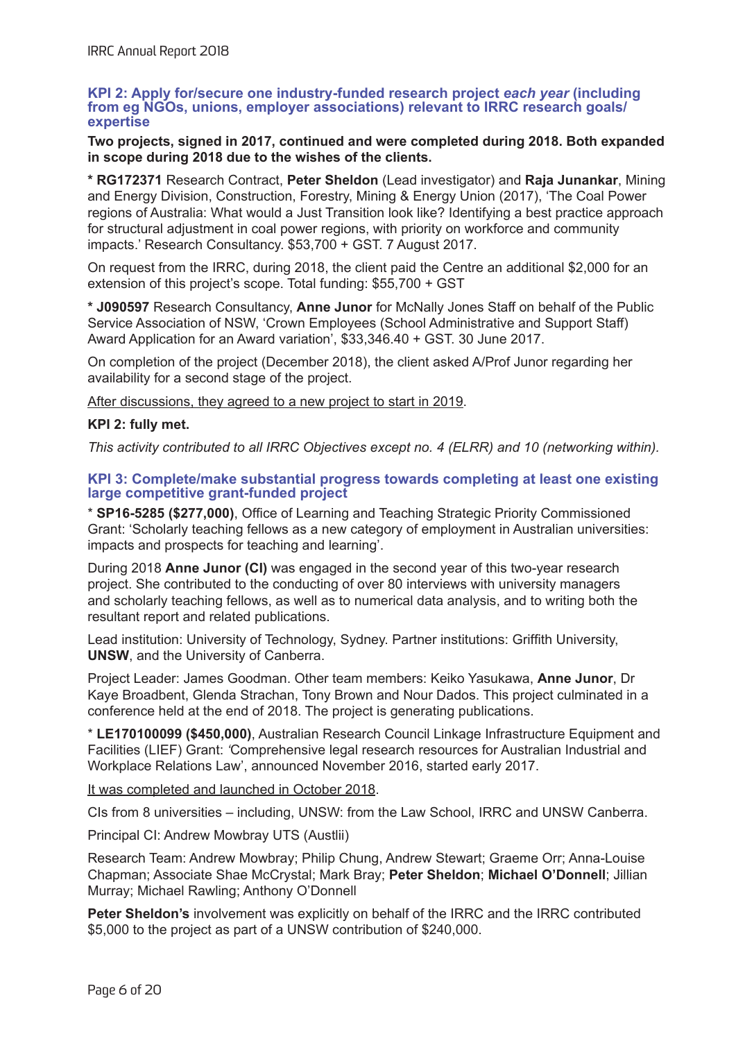### KPI 2: Apply for/secure one industry-funded research project *each year* (including from eg NGOs, unions, employer associations) relevant to IRRC research goals/ expertise

**Two projects, signed in 2017, continued and were completed during 2018. Both expanded in scope during 2018 due to the wishes of the clients.**

* **RG172371** Research Contract, **Peter Sheldon** (Lead investigator) and **Raja Junankar**, Mining and Energy Division, Construction, Forestry, Mining & Energy Union (2017), 'The Coal Power regions of Australia: What would a Just Transition look like? Identifying a best practice approach for structural adjustment in coal power regions, with priority on workforce and community impacts.' Research Consultancy. $53,700 + GST. 7 August 2017.

On request from the IRRC, during 2018, the client paid the Centre an additional $2,000 for an extension of this project's scope. Total funding: $55,700 + GST

* **J090597** Research Consultancy, **Anne Junor** for McNally Jones Staff on behalf of the Public Service Association of NSW, 'Crown Employees (School Administrative and Support Staff) Award Application for an Award variation', $33,346.40 + GST. 30 June 2017.

On completion of the project (December 2018), the client asked A/Prof Junor regarding her availability for a second stage of the project.

<u>After discussions, they agreed to a new project to start in 2019</u>.

**KPI 2: fully met.**

*This activity contributed to all IRRC Objectives except no. 4 (ELRR) and 10 (networking within).*

### KPI 3: Complete/make substantial progress towards completing at least one existing large competitive grant-funded project

* **SP16-5285 ($277,000)**, Office of Learning and Teaching Strategic Priority Commissioned Grant: 'Scholarly teaching fellows as a new category of employment in Australian universities: impacts and prospects for teaching and learning'.

During 2018 **Anne Junor (CI)** was engaged in the second year of this two-year research project. She contributed to the conducting of over 80 interviews with university managers and scholarly teaching fellows, as well as to numerical data analysis, and to writing both the resultant report and related publications.

Lead institution: University of Technology, Sydney. Partner institutions: Griffith University, **UNSW**, and the University of Canberra.

Project Leader: James Goodman. Other team members: Keiko Yasukawa, **Anne Junor**, Dr Kaye Broadbent, Glenda Strachan, Tony Brown and Nour Dados. This project culminated in a conference held at the end of 2018. The project is generating publications.

* **LE170100099 ($450,000)**, Australian Research Council Linkage Infrastructure Equipment and Facilities (LIEF) Grant: 'Comprehensive legal research resources for Australian Industrial and Workplace Relations Law', announced November 2016, started early 2017.

<u>It was completed and launched in October 2018</u>.

CIs from 8 universities – including, UNSW: from the Law School, IRRC and UNSW Canberra.

Principal CI: Andrew Mowbray UTS (Austlii)

Research Team: Andrew Mowbray; Philip Chung, Andrew Stewart; Graeme Orr; Anna-Louise Chapman; Associate Shae McCrystal; Mark Bray; **Peter Sheldon**; **Michael O'Donnell**; Jillian Murray; Michael Rawling; Anthony O'Donnell

**Peter Sheldon's** involvement was explicitly on behalf of the IRRC and the IRRC contributed $5,000 to the project as part of a UNSW contribution of $240,000.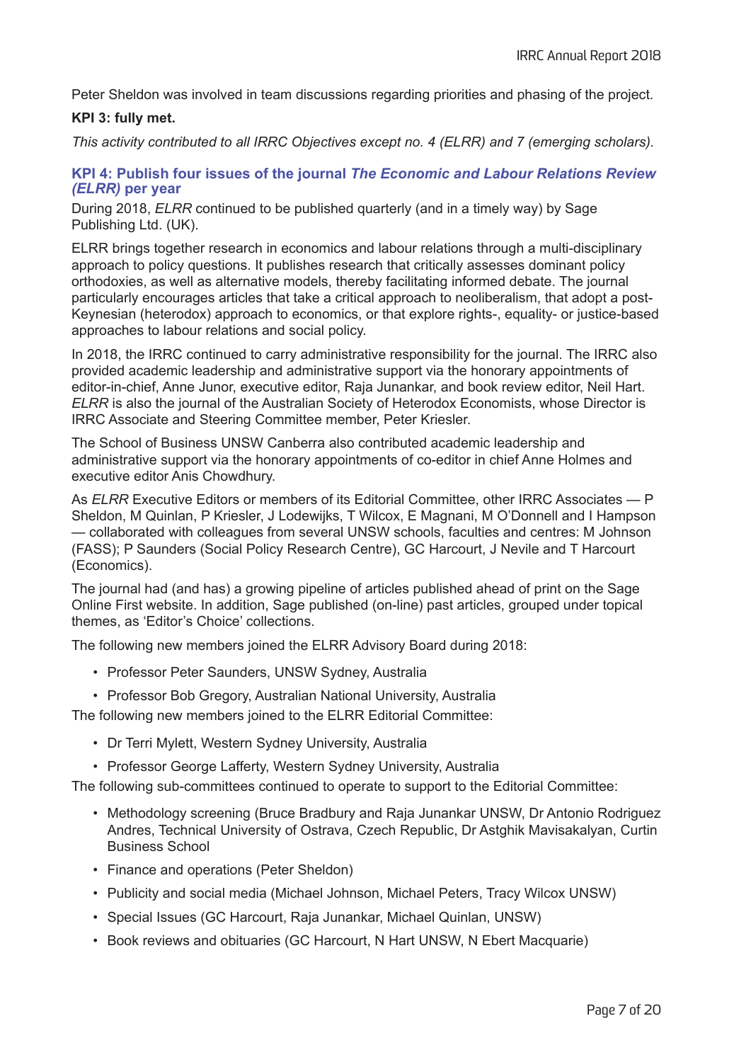Peter Sheldon was involved in team discussions regarding priorities and phasing of the project.

**KPI 3: fully met.**

*This activity contributed to all IRRC Objectives except no. 4 (ELRR) and 7 (emerging scholars).*

### KPI 4: Publish four issues of the journal *The Economic and Labour Relations Review (ELRR)* per year

During 2018, *ELRR* continued to be published quarterly (and in a timely way) by Sage Publishing Ltd. (UK).

ELRR brings together research in economics and labour relations through a multi-disciplinary approach to policy questions. It publishes research that critically assesses dominant policy orthodoxies, as well as alternative models, thereby facilitating informed debate. The journal particularly encourages articles that take a critical approach to neoliberalism, that adopt a post-Keynesian (heterodox) approach to economics, or that explore rights-, equality- or justice-based approaches to labour relations and social policy.

In 2018, the IRRC continued to carry administrative responsibility for the journal. The IRRC also provided academic leadership and administrative support via the honorary appointments of editor-in-chief, Anne Junor, executive editor, Raja Junankar, and book review editor, Neil Hart. *ELRR* is also the journal of the Australian Society of Heterodox Economists, whose Director is IRRC Associate and Steering Committee member, Peter Kriesler.

The School of Business UNSW Canberra also contributed academic leadership and administrative support via the honorary appointments of co-editor in chief Anne Holmes and executive editor Anis Chowdhury.

As *ELRR* Executive Editors or members of its Editorial Committee, other IRRC Associates — P Sheldon, M Quinlan, P Kriesler, J Lodewijks, T Wilcox, E Magnani, M O'Donnell and I Hampson — collaborated with colleagues from several UNSW schools, faculties and centres: M Johnson (FASS); P Saunders (Social Policy Research Centre), GC Harcourt, J Nevile and T Harcourt (Economics).

The journal had (and has) a growing pipeline of articles published ahead of print on the Sage Online First website. In addition, Sage published (on-line) past articles, grouped under topical themes, as 'Editor's Choice' collections.

The following new members joined the ELRR Advisory Board during 2018:

- Professor Peter Saunders, UNSW Sydney, Australia
- Professor Bob Gregory, Australian National University, Australia

The following new members joined to the ELRR Editorial Committee:

- Dr Terri Mylett, Western Sydney University, Australia
- Professor George Lafferty, Western Sydney University, Australia

The following sub-committees continued to operate to support to the Editorial Committee:

- Methodology screening (Bruce Bradbury and Raja Junankar UNSW, Dr Antonio Rodriguez Andres, Technical University of Ostrava, Czech Republic, Dr Astghik Mavisakalyan, Curtin Business School
- Finance and operations (Peter Sheldon)
- Publicity and social media (Michael Johnson, Michael Peters, Tracy Wilcox UNSW)
- Special Issues (GC Harcourt, Raja Junankar, Michael Quinlan, UNSW)
- Book reviews and obituaries (GC Harcourt, N Hart UNSW, N Ebert Macquarie)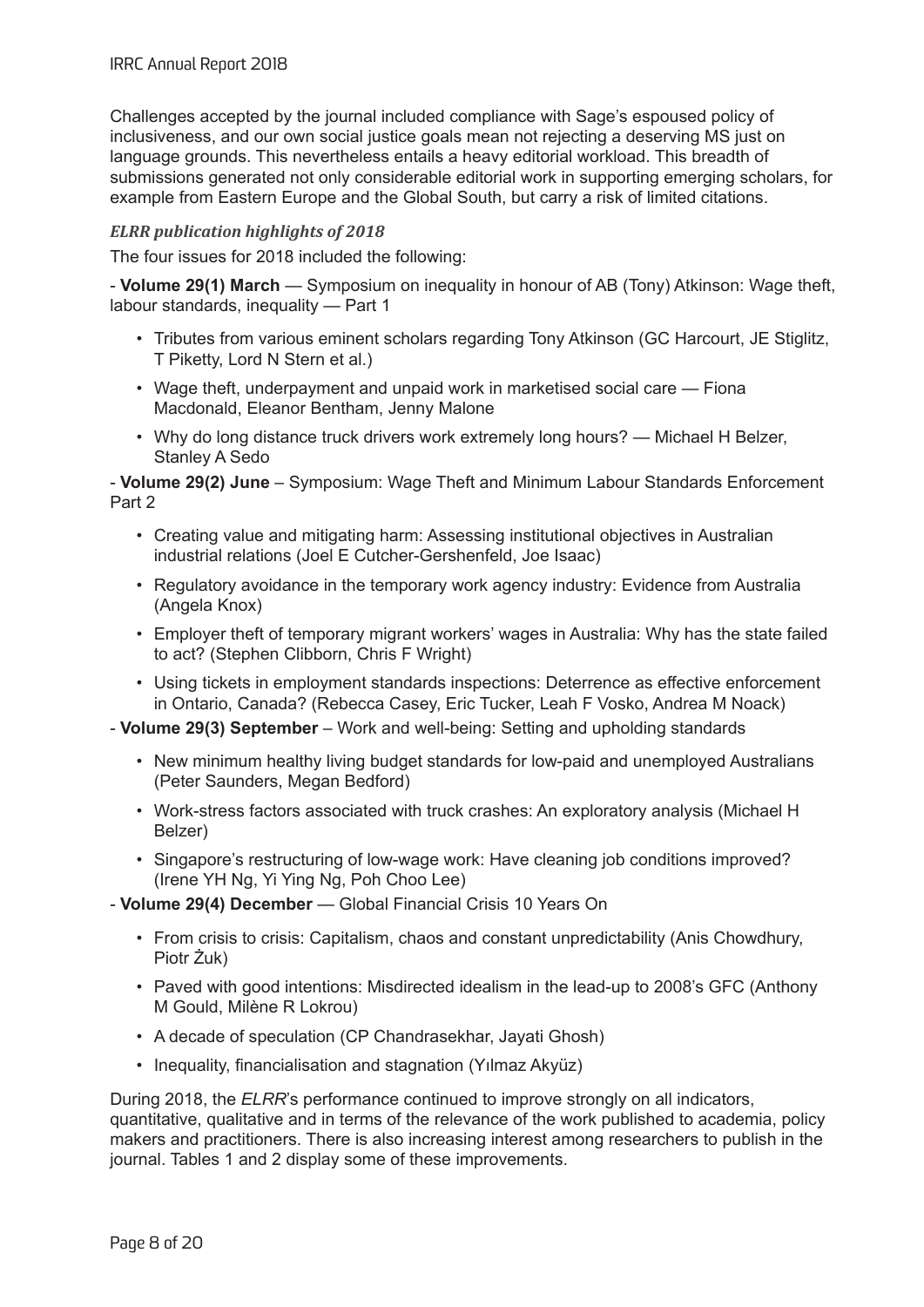Challenges accepted by the journal included compliance with Sage's espoused policy of inclusiveness, and our own social justice goals mean not rejecting a deserving MS just on language grounds. This nevertheless entails a heavy editorial workload. This breadth of submissions generated not only considerable editorial work in supporting emerging scholars, for example from Eastern Europe and the Global South, but carry a risk of limited citations.

### *ELRR publication highlights of 2018*

The four issues for 2018 included the following:

- **Volume 29(1) March** — Symposium on inequality in honour of AB (Tony) Atkinson: Wage theft, labour standards, inequality — Part 1

  - Tributes from various eminent scholars regarding Tony Atkinson (GC Harcourt, JE Stiglitz, T Piketty, Lord N Stern et al.)
  - Wage theft, underpayment and unpaid work in marketised social care — Fiona Macdonald, Eleanor Bentham, Jenny Malone
  - Why do long distance truck drivers work extremely long hours? — Michael H Belzer, Stanley A Sedo

- **Volume 29(2) June** – Symposium: Wage Theft and Minimum Labour Standards Enforcement Part 2

  - Creating value and mitigating harm: Assessing institutional objectives in Australian industrial relations (Joel E Cutcher-Gershenfeld, Joe Isaac)
  - Regulatory avoidance in the temporary work agency industry: Evidence from Australia (Angela Knox)
  - Employer theft of temporary migrant workers' wages in Australia: Why has the state failed to act? (Stephen Clibborn, Chris F Wright)
  - Using tickets in employment standards inspections: Deterrence as effective enforcement in Ontario, Canada? (Rebecca Casey, Eric Tucker, Leah F Vosko, Andrea M Noack)

- **Volume 29(3) September** – Work and well-being: Setting and upholding standards

  - New minimum healthy living budget standards for low-paid and unemployed Australians (Peter Saunders, Megan Bedford)
  - Work-stress factors associated with truck crashes: An exploratory analysis (Michael H Belzer)
  - Singapore's restructuring of low-wage work: Have cleaning job conditions improved? (Irene YH Ng, Yi Ying Ng, Poh Choo Lee)

- **Volume 29(4) December** — Global Financial Crisis 10 Years On

  - From crisis to crisis: Capitalism, chaos and constant unpredictability (Anis Chowdhury, Piotr Żuk)
  - Paved with good intentions: Misdirected idealism in the lead-up to 2008's GFC (Anthony M Gould, Milène R Lokrou)
  - A decade of speculation (CP Chandrasekhar, Jayati Ghosh)
  - Inequality, financialisation and stagnation (Yılmaz Akyüz)

During 2018, the *ELRR*'s performance continued to improve strongly on all indicators, quantitative, qualitative and in terms of the relevance of the work published to academia, policy makers and practitioners. There is also increasing interest among researchers to publish in the journal. Tables 1 and 2 display some of these improvements.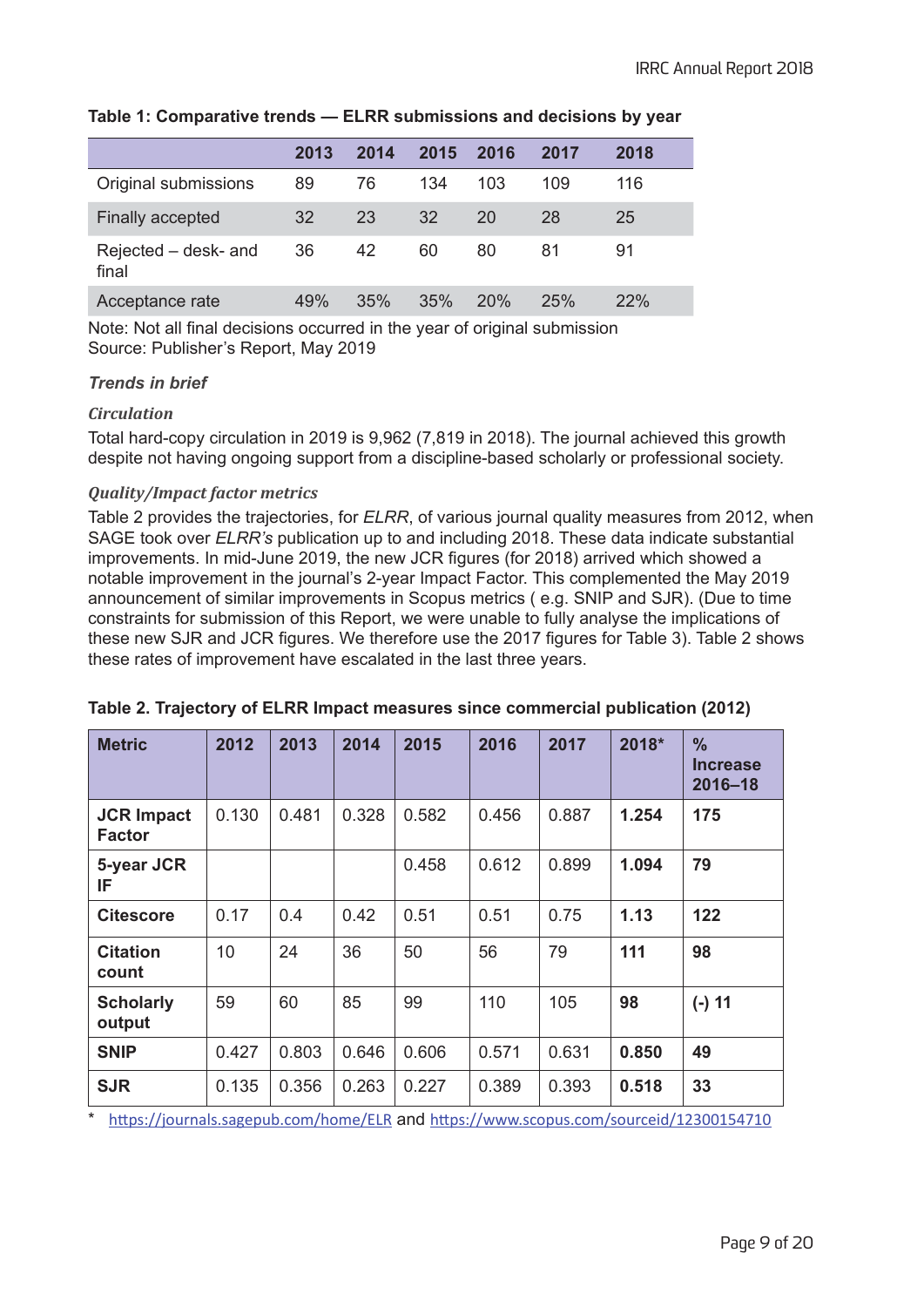**Table 1: Comparative trends — ELRR submissions and decisions by year**

| | 2013 | 2014 | 2015 | 2016 | 2017 | 2018 |
|---|---|---|---|---|---|---|
| Original submissions | 89 | 76 | 134 | 103 | 109 | 116 |
| Finally accepted | 32 | 23 | 32 | 20 | 28 | 25 |
| Rejected – desk- and final | 36 | 42 | 60 | 80 | 81 | 91 |
| Acceptance rate | 49% | 35% | 35% | 20% | 25% | 22% |

Note: Not all final decisions occurred in the year of original submission
Source: Publisher's Report, May 2019

***Trends in brief***

*Circulation*

Total hard-copy circulation in 2019 is 9,962 (7,819 in 2018). The journal achieved this growth despite not having ongoing support from a discipline-based scholarly or professional society.

*Quality/Impact factor metrics*

Table 2 provides the trajectories, for *ELRR*, of various journal quality measures from 2012, when SAGE took over *ELRR's* publication up to and including 2018. These data indicate substantial improvements. In mid-June 2019, the new JCR figures (for 2018) arrived which showed a notable improvement in the journal's 2-year Impact Factor. This complemented the May 2019 announcement of similar improvements in Scopus metrics ( e.g. SNIP and SJR). (Due to time constraints for submission of this Report, we were unable to fully analyse the implications of these new SJR and JCR figures. We therefore use the 2017 figures for Table 3). Table 2 shows these rates of improvement have escalated in the last three years.

**Table 2. Trajectory of ELRR Impact measures since commercial publication (2012)**

| Metric | 2012 | 2013 | 2014 | 2015 | 2016 | 2017 | 2018* | % Increase 2016–18 |
|---|---|---|---|---|---|---|---|---|
| **JCR Impact Factor** | 0.130 | 0.481 | 0.328 | 0.582 | 0.456 | 0.887 | **1.254** | **175** |
| **5-year JCR IF** | | | | 0.458 | 0.612 | 0.899 | **1.094** | **79** |
| **Citescore** | 0.17 | 0.4 | 0.42 | 0.51 | 0.51 | 0.75 | **1.13** | **122** |
| **Citation count** | 10 | 24 | 36 | 50 | 56 | 79 | **111** | **98** |
| **Scholarly output** | 59 | 60 | 85 | 99 | 110 | 105 | **98** | **(-) 11** |
| **SNIP** | 0.427 | 0.803 | 0.646 | 0.606 | 0.571 | 0.631 | **0.850** | **49** |
| **SJR** | 0.135 | 0.356 | 0.263 | 0.227 | 0.389 | 0.393 | **0.518** | **33** |

\* https://journals.sagepub.com/home/ELR and https://www.scopus.com/sourceid/12300154710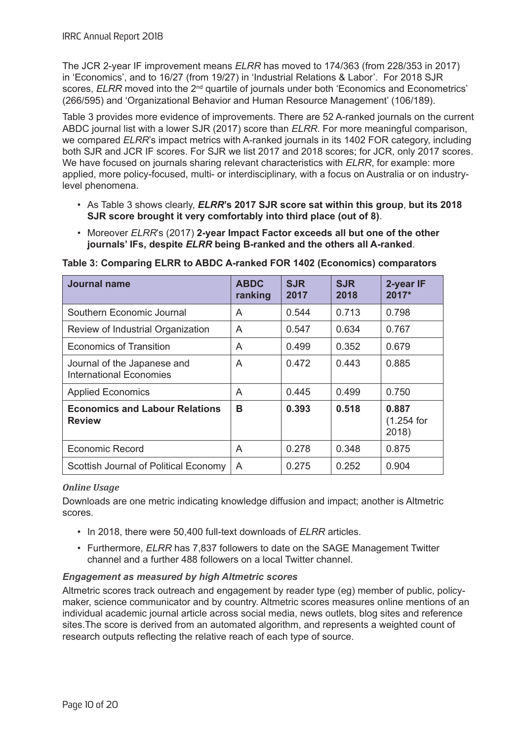The JCR 2-year IF improvement means *ELRR* has moved to 174/363 (from 228/353 in 2017) in 'Economics', and to 16/27 (from 19/27) in 'Industrial Relations & Labor'. For 2018 SJR scores, *ELRR* moved into the 2nd quartile of journals under both 'Economics and Econometrics' (266/595) and 'Organizational Behavior and Human Resource Management' (106/189).

Table 3 provides more evidence of improvements. There are 52 A-ranked journals on the current ABDC journal list with a lower SJR (2017) score than *ELRR*. For more meaningful comparison, we compared *ELRR*'s impact metrics with A-ranked journals in its 1402 FOR category, including both SJR and JCR IF scores. For SJR we list 2017 and 2018 scores; for JCR, only 2017 scores. We have focused on journals sharing relevant characteristics with *ELRR*, for example: more applied, more policy-focused, multi- or interdisciplinary, with a focus on Australia or on industry-level phenomena.

- As Table 3 shows clearly, ***ELRR*'s 2017 SJR score sat within this group**, **but its 2018 SJR score brought it very comfortably into third place (out of 8)**.
- Moreover *ELRR*'s (2017) **2-year Impact Factor exceeds all but one of the other journals' IFs, despite *ELRR* being B-ranked and the others all A-ranked**.

**Table 3: Comparing ELRR to ABDC A-ranked FOR 1402 (Economics) comparators**

| Journal name | ABDC ranking | SJR 2017 | SJR 2018 | 2-year IF 2017* |
|---|---|---|---|---|
| Southern Economic Journal | A | 0.544 | 0.713 | 0.798 |
| Review of Industrial Organization | A | 0.547 | 0.634 | 0.767 |
| Economics of Transition | A | 0.499 | 0.352 | 0.679 |
| Journal of the Japanese and International Economies | A | 0.472 | 0.443 | 0.885 |
| Applied Economics | A | 0.445 | 0.499 | 0.750 |
| **Economics and Labour Relations Review** | **B** | **0.393** | **0.518** | **0.887** (1.254 for 2018) |
| Economic Record | A | 0.278 | 0.348 | 0.875 |
| Scottish Journal of Political Economy | A | 0.275 | 0.252 | 0.904 |

#### *Online Usage*

Downloads are one metric indicating knowledge diffusion and impact; another is Altmetric scores.

- In 2018, there were 50,400 full-text downloads of *ELRR* articles.
- Furthermore, *ELRR* has 7,837 followers to date on the SAGE Management Twitter channel and a further 488 followers on a local Twitter channel.

#### ***Engagement as measured by high Altmetric scores***

Altmetric scores track outreach and engagement by reader type (eg) member of public, policy-maker, science communicator and by country. Altmetric scores measures online mentions of an individual academic journal article across social media, news outlets, blog sites and reference sites.The score is derived from an automated algorithm, and represents a weighted count of research outputs reflecting the relative reach of each type of source.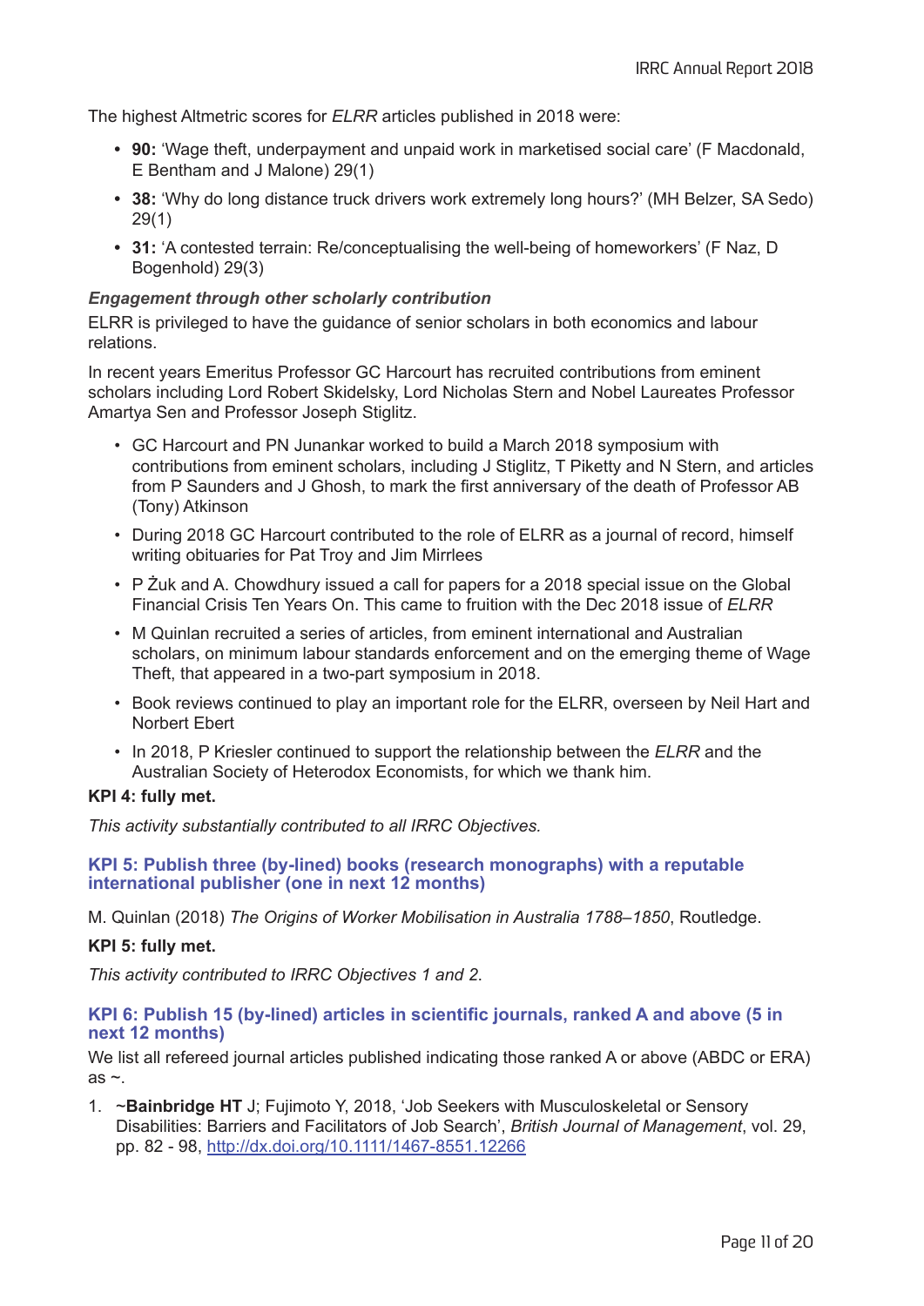The highest Altmetric scores for *ELRR* articles published in 2018 were:

- **90:** 'Wage theft, underpayment and unpaid work in marketised social care' (F Macdonald, E Bentham and J Malone) 29(1)
- **38:** 'Why do long distance truck drivers work extremely long hours?' (MH Belzer, SA Sedo) 29(1)
- **31:** 'A contested terrain: Re/conceptualising the well-being of homeworkers' (F Naz, D Bogenhold) 29(3)

***Engagement through other scholarly contribution***

ELRR is privileged to have the guidance of senior scholars in both economics and labour relations.

In recent years Emeritus Professor GC Harcourt has recruited contributions from eminent scholars including Lord Robert Skidelsky, Lord Nicholas Stern and Nobel Laureates Professor Amartya Sen and Professor Joseph Stiglitz.

- GC Harcourt and PN Junankar worked to build a March 2018 symposium with contributions from eminent scholars, including J Stiglitz, T Piketty and N Stern, and articles from P Saunders and J Ghosh, to mark the first anniversary of the death of Professor AB (Tony) Atkinson
- During 2018 GC Harcourt contributed to the role of ELRR as a journal of record, himself writing obituaries for Pat Troy and Jim Mirrlees
- P Żuk and A. Chowdhury issued a call for papers for a 2018 special issue on the Global Financial Crisis Ten Years On. This came to fruition with the Dec 2018 issue of *ELRR*
- M Quinlan recruited a series of articles, from eminent international and Australian scholars, on minimum labour standards enforcement and on the emerging theme of Wage Theft, that appeared in a two-part symposium in 2018.
- Book reviews continued to play an important role for the ELRR, overseen by Neil Hart and Norbert Ebert
- In 2018, P Kriesler continued to support the relationship between the *ELRR* and the Australian Society of Heterodox Economists, for which we thank him.

**KPI 4: fully met.**

*This activity substantially contributed to all IRRC Objectives.*

### KPI 5: Publish three (by-lined) books (research monographs) with a reputable international publisher (one in next 12 months)

M. Quinlan (2018) *The Origins of Worker Mobilisation in Australia 1788–1850*, Routledge.

**KPI 5: fully met.**

*This activity contributed to IRRC Objectives 1 and 2.*

### KPI 6: Publish 15 (by-lined) articles in scientific journals, ranked A and above (5 in next 12 months)

We list all refereed journal articles published indicating those ranked A or above (ABDC or ERA) as ~.

1. ~**Bainbridge HT** J; Fujimoto Y, 2018, 'Job Seekers with Musculoskeletal or Sensory Disabilities: Barriers and Facilitators of Job Search', *British Journal of Management*, vol. 29, pp. 82 - 98, http://dx.doi.org/10.1111/1467-8551.12266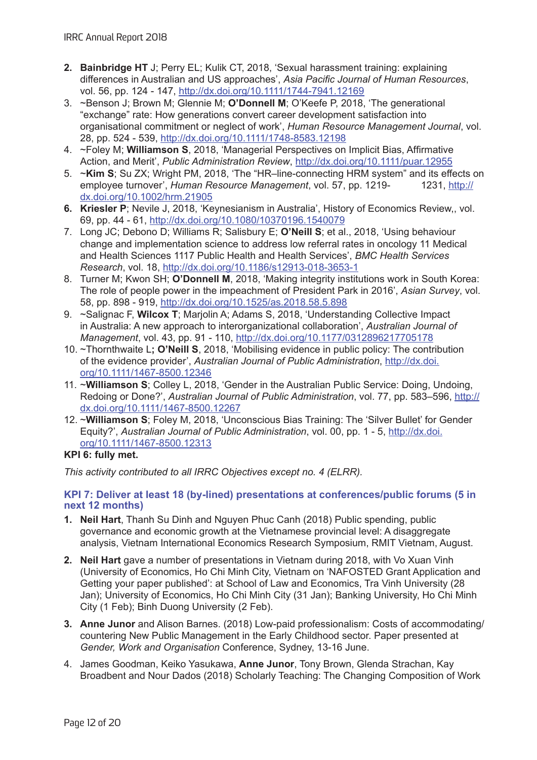2. **Bainbridge HT** J; Perry EL; Kulik CT, 2018, 'Sexual harassment training: explaining differences in Australian and US approaches', *Asia Pacific Journal of Human Resources*, vol. 56, pp. 124 - 147, http://dx.doi.org/10.1111/1744-7941.12169
3. ~Benson J; Brown M; Glennie M; **O'Donnell M**; O'Keefe P, 2018, 'The generational "exchange" rate: How generations convert career development satisfaction into organisational commitment or neglect of work', *Human Resource Management Journal*, vol. 28, pp. 524 - 539, http://dx.doi.org/10.1111/1748-8583.12198
4. ~Foley M; **Williamson S**, 2018, 'Managerial Perspectives on Implicit Bias, Affirmative Action, and Merit', *Public Administration Review*, http://dx.doi.org/10.1111/puar.12955
5. ~**Kim S**; Su ZX; Wright PM, 2018, 'The "HR–line-connecting HRM system" and its effects on employee turnover', *Human Resource Management*, vol. 57, pp. 1219- 1231, http://dx.doi.org/10.1002/hrm.21905
6. **Kriesler P**; Nevile J, 2018, 'Keynesianism in Australia', History of Economics Review,, vol. 69, pp. 44 - 61, http://dx.doi.org/10.1080/10370196.1540079
7. Long JC; Debono D; Williams R; Salisbury E; **O'Neill S**; et al., 2018, 'Using behaviour change and implementation science to address low referral rates in oncology 11 Medical and Health Sciences 1117 Public Health and Health Services', *BMC Health Services Research*, vol. 18, http://dx.doi.org/10.1186/s12913-018-3653-1
8. Turner M; Kwon SH; **O'Donnell M**, 2018, 'Making integrity institutions work in South Korea: The role of people power in the impeachment of President Park in 2016', *Asian Survey*, vol. 58, pp. 898 - 919, http://dx.doi.org/10.1525/as.2018.58.5.898
9. ~Salignac F, **Wilcox T**; Marjolin A; Adams S, 2018, 'Understanding Collective Impact in Australia: A new approach to interorganizational collaboration', *Australian Journal of Management*, vol. 43, pp. 91 - 110, http://dx.doi.org/10.1177/0312896217705178
10. ~Thornthwaite L**; O'Neill S**, 2018, 'Mobilising evidence in public policy: The contribution of the evidence provider', *Australian Journal of Public Administration*, http://dx.doi.org/10.1111/1467-8500.12346
11. ~**Williamson S**; Colley L, 2018, 'Gender in the Australian Public Service: Doing, Undoing, Redoing or Done?', *Australian Journal of Public Administration*, vol. 77, pp. 583–596, http://dx.doi.org/10.1111/1467-8500.12267
12. ~**Williamson S**; Foley M, 2018, 'Unconscious Bias Training: The 'Silver Bullet' for Gender Equity?', *Australian Journal of Public Administration*, vol. 00, pp. 1 - 5, http://dx.doi.org/10.1111/1467-8500.12313

**KPI 6: fully met.**

*This activity contributed to all IRRC Objectives except no. 4 (ELRR).*

### KPI 7: Deliver at least 18 (by-lined) presentations at conferences/public forums (5 in next 12 months)

1. **Neil Hart**, Thanh Su Dinh and Nguyen Phuc Canh (2018) Public spending, public governance and economic growth at the Vietnamese provincial level: A disaggregate analysis, Vietnam International Economics Research Symposium, RMIT Vietnam, August.

2. **Neil Hart** gave a number of presentations in Vietnam during 2018, with Vo Xuan Vinh (University of Economics, Ho Chi Minh City, Vietnam on 'NAFOSTED Grant Application and Getting your paper published': at School of Law and Economics, Tra Vinh University (28 Jan); University of Economics, Ho Chi Minh City (31 Jan); Banking University, Ho Chi Minh City (1 Feb); Binh Duong University (2 Feb).

3. **Anne Junor** and Alison Barnes. (2018) Low-paid professionalism: Costs of accommodating/countering New Public Management in the Early Childhood sector. Paper presented at *Gender, Work and Organisation* Conference, Sydney, 13-16 June.

4. James Goodman, Keiko Yasukawa, **Anne Junor**, Tony Brown, Glenda Strachan, Kay Broadbent and Nour Dados (2018) Scholarly Teaching: The Changing Composition of Work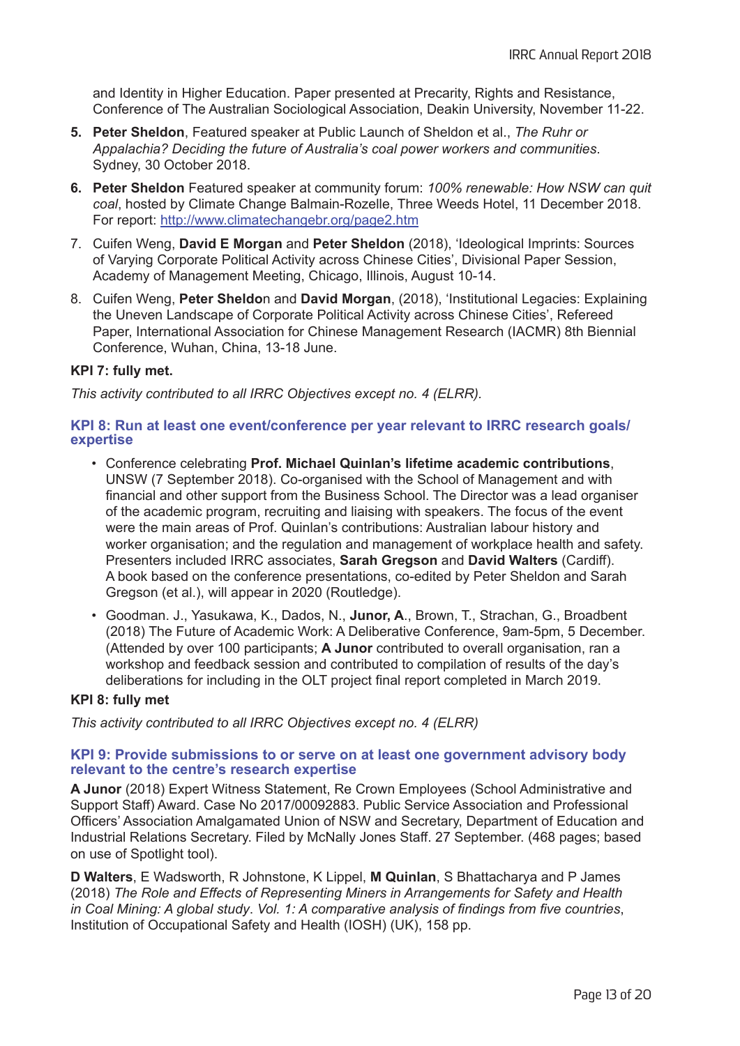and Identity in Higher Education. Paper presented at Precarity, Rights and Resistance, Conference of The Australian Sociological Association, Deakin University, November 11-22.

5. **Peter Sheldon**, Featured speaker at Public Launch of Sheldon et al., *The Ruhr or Appalachia? Deciding the future of Australia's coal power workers and communities*. Sydney, 30 October 2018.
6. **Peter Sheldon** Featured speaker at community forum: *100% renewable: How NSW can quit coal*, hosted by Climate Change Balmain-Rozelle, Three Weeds Hotel, 11 December 2018. For report: http://www.climatechangebr.org/page2.htm
7. Cuifen Weng, **David E Morgan** and **Peter Sheldon** (2018), 'Ideological Imprints: Sources of Varying Corporate Political Activity across Chinese Cities', Divisional Paper Session, Academy of Management Meeting, Chicago, Illinois, August 10-14.
8. Cuifen Weng, **Peter Sheldo**n and **David Morgan**, (2018), 'Institutional Legacies: Explaining the Uneven Landscape of Corporate Political Activity across Chinese Cities', Refereed Paper, International Association for Chinese Management Research (IACMR) 8th Biennial Conference, Wuhan, China, 13-18 June.

**KPI 7: fully met.**

*This activity contributed to all IRRC Objectives except no. 4 (ELRR).*

### KPI 8: Run at least one event/conference per year relevant to IRRC research goals/ expertise

- Conference celebrating **Prof. Michael Quinlan's lifetime academic contributions**, UNSW (7 September 2018). Co-organised with the School of Management and with financial and other support from the Business School. The Director was a lead organiser of the academic program, recruiting and liaising with speakers. The focus of the event were the main areas of Prof. Quinlan's contributions: Australian labour history and worker organisation; and the regulation and management of workplace health and safety. Presenters included IRRC associates, **Sarah Gregson** and **David Walters** (Cardiff). A book based on the conference presentations, co-edited by Peter Sheldon and Sarah Gregson (et al.), will appear in 2020 (Routledge).
- Goodman. J., Yasukawa, K., Dados, N., **Junor, A**., Brown, T., Strachan, G., Broadbent (2018) The Future of Academic Work: A Deliberative Conference, 9am-5pm, 5 December. (Attended by over 100 participants; **A Junor** contributed to overall organisation, ran a workshop and feedback session and contributed to compilation of results of the day's deliberations for including in the OLT project final report completed in March 2019.

**KPI 8: fully met**

*This activity contributed to all IRRC Objectives except no. 4 (ELRR)*

### KPI 9: Provide submissions to or serve on at least one government advisory body relevant to the centre's research expertise

**A Junor** (2018) Expert Witness Statement, Re Crown Employees (School Administrative and Support Staff) Award. Case No 2017/00092883. Public Service Association and Professional Officers' Association Amalgamated Union of NSW and Secretary, Department of Education and Industrial Relations Secretary. Filed by McNally Jones Staff. 27 September. (468 pages; based on use of Spotlight tool).

**D Walters**, E Wadsworth, R Johnstone, K Lippel, **M Quinlan**, S Bhattacharya and P James (2018) *The Role and Effects of Representing Miners in Arrangements for Safety and Health in Coal Mining: A global study. Vol. 1: A comparative analysis of findings from five countries*, Institution of Occupational Safety and Health (IOSH) (UK), 158 pp.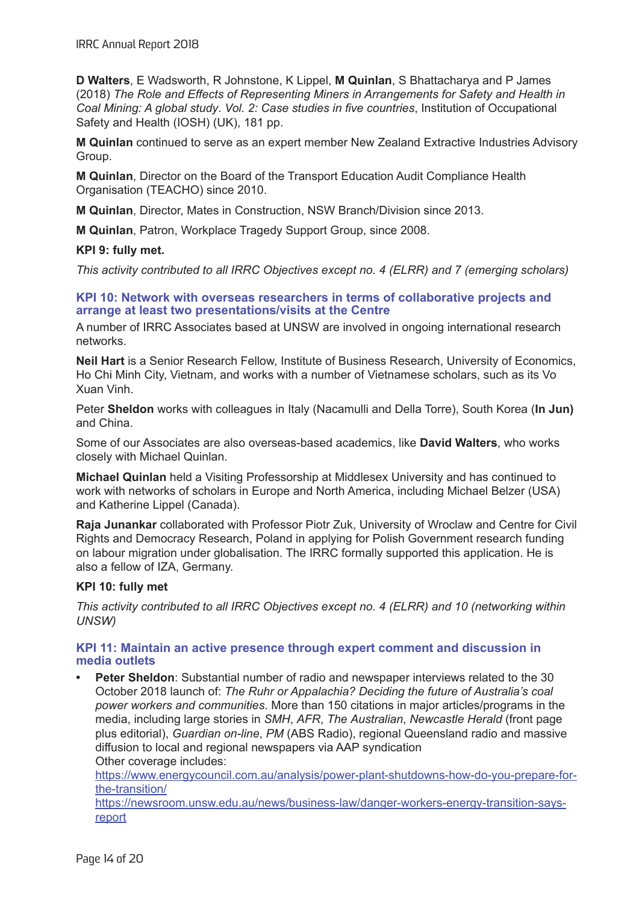**D Walters**, E Wadsworth, R Johnstone, K Lippel, **M Quinlan**, S Bhattacharya and P James (2018) *The Role and Effects of Representing Miners in Arrangements for Safety and Health in Coal Mining: A global study. Vol. 2: Case studies in five countries*, Institution of Occupational Safety and Health (IOSH) (UK), 181 pp.

**M Quinlan** continued to serve as an expert member New Zealand Extractive Industries Advisory Group.

**M Quinlan**, Director on the Board of the Transport Education Audit Compliance Health Organisation (TEACHO) since 2010.

**M Quinlan**, Director, Mates in Construction, NSW Branch/Division since 2013.

**M Quinlan**, Patron, Workplace Tragedy Support Group, since 2008.

**KPI 9: fully met.**

*This activity contributed to all IRRC Objectives except no. 4 (ELRR) and 7 (emerging scholars)*

### KPI 10: Network with overseas researchers in terms of collaborative projects and arrange at least two presentations/visits at the Centre

A number of IRRC Associates based at UNSW are involved in ongoing international research networks.

**Neil Hart** is a Senior Research Fellow, Institute of Business Research, University of Economics, Ho Chi Minh City, Vietnam, and works with a number of Vietnamese scholars, such as its Vo Xuan Vinh.

Peter **Sheldon** works with colleagues in Italy (Nacamulli and Della Torre), South Korea (**In Jun)** and China.

Some of our Associates are also overseas-based academics, like **David Walters**, who works closely with Michael Quinlan.

**Michael Quinlan** held a Visiting Professorship at Middlesex University and has continued to work with networks of scholars in Europe and North America, including Michael Belzer (USA) and Katherine Lippel (Canada).

**Raja Junankar** collaborated with Professor Piotr Zuk, University of Wroclaw and Centre for Civil Rights and Democracy Research, Poland in applying for Polish Government research funding on labour migration under globalisation. The IRRC formally supported this application. He is also a fellow of IZA, Germany.

**KPI 10: fully met**

*This activity contributed to all IRRC Objectives except no. 4 (ELRR) and 10 (networking within UNSW)*

### KPI 11: Maintain an active presence through expert comment and discussion in media outlets

- **Peter Sheldon**: Substantial number of radio and newspaper interviews related to the 30 October 2018 launch of: *The Ruhr or Appalachia? Deciding the future of Australia's coal power workers and communities*. More than 150 citations in major articles/programs in the media, including large stories in *SMH*, *AFR*, *The Australian*, *Newcastle Herald* (front page plus editorial), *Guardian on-line*, *PM* (ABS Radio), regional Queensland radio and massive diffusion to local and regional newspapers via AAP syndication
  Other coverage includes:
  https://www.energycouncil.com.au/analysis/power-plant-shutdowns-how-do-you-prepare-for-the-transition/
  https://newsroom.unsw.edu.au/news/business-law/danger-workers-energy-transition-says-report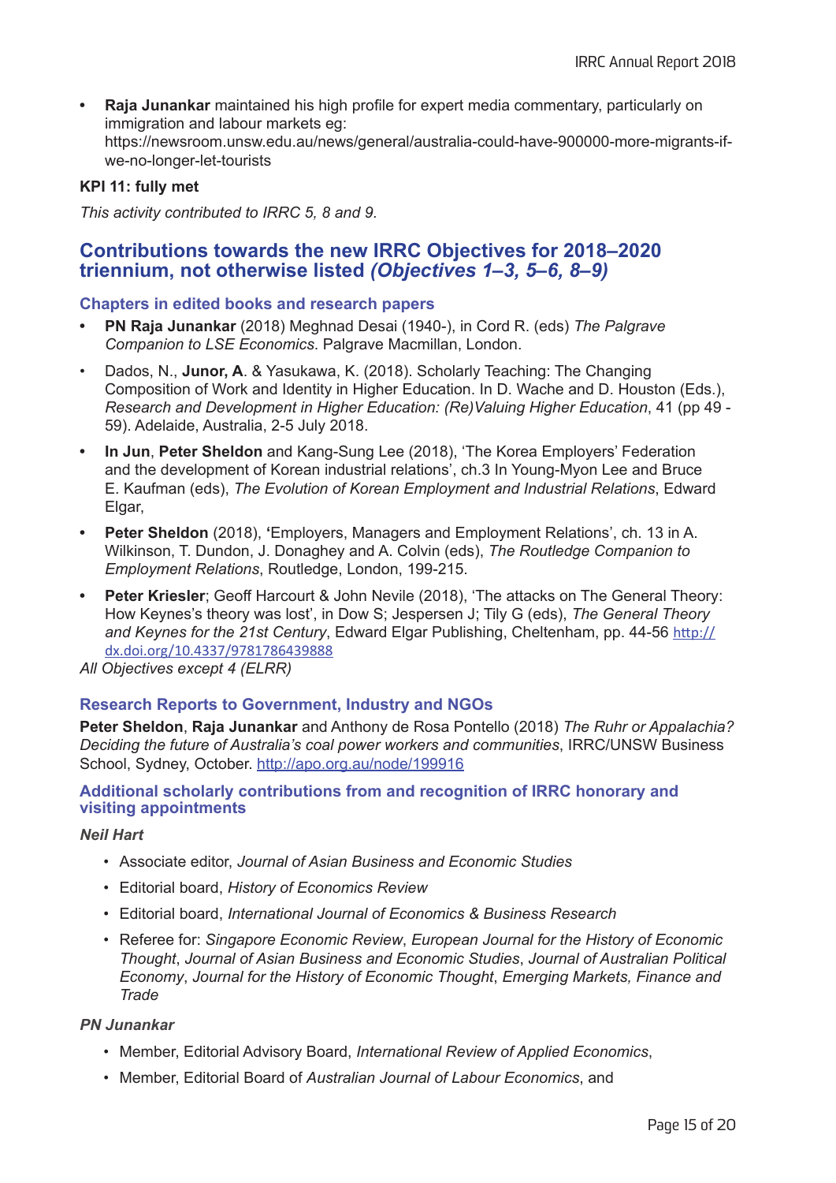- **Raja Junankar** maintained his high profile for expert media commentary, particularly on immigration and labour markets eg: https://newsroom.unsw.edu.au/news/general/australia-could-have-900000-more-migrants-if-we-no-longer-let-tourists

**KPI 11: fully met**

*This activity contributed to IRRC 5, 8 and 9.*

## Contributions towards the new IRRC Objectives for 2018–2020 triennium, not otherwise listed *(Objectives 1–3, 5–6, 8–9)*

### Chapters in edited books and research papers

- **PN Raja Junankar** (2018) Meghnad Desai (1940-), in Cord R. (eds) *The Palgrave Companion to LSE Economics*. Palgrave Macmillan, London.
- Dados, N., **Junor, A**. & Yasukawa, K. (2018). Scholarly Teaching: The Changing Composition of Work and Identity in Higher Education. In D. Wache and D. Houston (Eds.), *Research and Development in Higher Education: (Re)Valuing Higher Education*, 41 (pp 49 - 59). Adelaide, Australia, 2-5 July 2018.
- **In Jun**, **Peter Sheldon** and Kang-Sung Lee (2018), 'The Korea Employers' Federation and the development of Korean industrial relations', ch.3 In Young-Myon Lee and Bruce E. Kaufman (eds), *The Evolution of Korean Employment and Industrial Relations*, Edward Elgar,
- **Peter Sheldon** (2018), **'**Employers, Managers and Employment Relations', ch. 13 in A. Wilkinson, T. Dundon, J. Donaghey and A. Colvin (eds), *The Routledge Companion to Employment Relations*, Routledge, London, 199-215.
- **Peter Kriesler**; Geoff Harcourt & John Nevile (2018), 'The attacks on The General Theory: How Keynes's theory was lost', in Dow S; Jespersen J; Tily G (eds), *The General Theory and Keynes for the 21st Century*, Edward Elgar Publishing, Cheltenham, pp. 44-56 http://dx.doi.org/10.4337/9781786439888

*All Objectives except 4 (ELRR)*

### Research Reports to Government, Industry and NGOs

**Peter Sheldon**, **Raja Junankar** and Anthony de Rosa Pontello (2018) *The Ruhr or Appalachia? Deciding the future of Australia's coal power workers and communities*, IRRC/UNSW Business School, Sydney, October. http://apo.org.au/node/199916

### Additional scholarly contributions from and recognition of IRRC honorary and visiting appointments

***Neil Hart***

- Associate editor, *Journal of Asian Business and Economic Studies*
- Editorial board, *History of Economics Review*
- Editorial board, *International Journal of Economics & Business Research*
- Referee for: *Singapore Economic Review*, *European Journal for the History of Economic Thought*, *Journal of Asian Business and Economic Studies*, *Journal of Australian Political Economy*, *Journal for the History of Economic Thought*, *Emerging Markets, Finance and Trade*

***PN Junankar***

- Member, Editorial Advisory Board, *International Review of Applied Economics*,
- Member, Editorial Board of *Australian Journal of Labour Economics*, and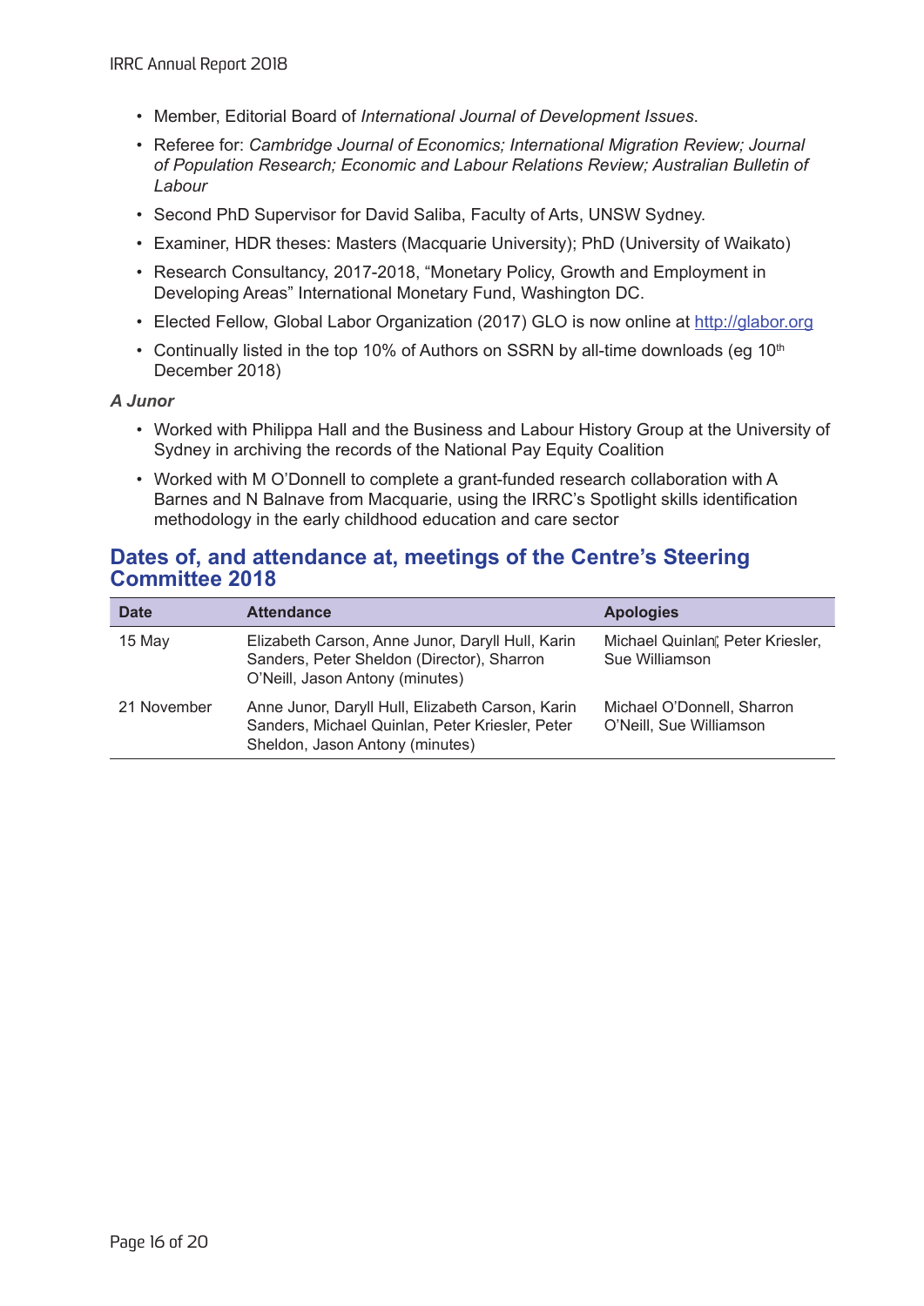- Member, Editorial Board of *International Journal of Development Issues*.
- Referee for: *Cambridge Journal of Economics; International Migration Review; Journal of Population Research; Economic and Labour Relations Review; Australian Bulletin of Labour*
- Second PhD Supervisor for David Saliba, Faculty of Arts, UNSW Sydney.
- Examiner, HDR theses: Masters (Macquarie University); PhD (University of Waikato)
- Research Consultancy, 2017-2018, "Monetary Policy, Growth and Employment in Developing Areas" International Monetary Fund, Washington DC.
- Elected Fellow, Global Labor Organization (2017) GLO is now online at http://glabor.org
- Continually listed in the top 10% of Authors on SSRN by all-time downloads (eg 10th December 2018)

***A Junor***

- Worked with Philippa Hall and the Business and Labour History Group at the University of Sydney in archiving the records of the National Pay Equity Coalition
- Worked with M O'Donnell to complete a grant-funded research collaboration with A Barnes and N Balnave from Macquarie, using the IRRC's Spotlight skills identification methodology in the early childhood education and care sector

## Dates of, and attendance at, meetings of the Centre's Steering Committee 2018

| Date | Attendance | Apologies |
|---|---|---|
| 15 May | Elizabeth Carson, Anne Junor, Daryll Hull, Karin Sanders, Peter Sheldon (Director), Sharron O'Neill, Jason Antony (minutes) | Michael Quinlan; Peter Kriesler, Sue Williamson |
| 21 November | Anne Junor, Daryll Hull, Elizabeth Carson, Karin Sanders, Michael Quinlan, Peter Kriesler, Peter Sheldon, Jason Antony (minutes) | Michael O'Donnell, Sharron O'Neill, Sue Williamson |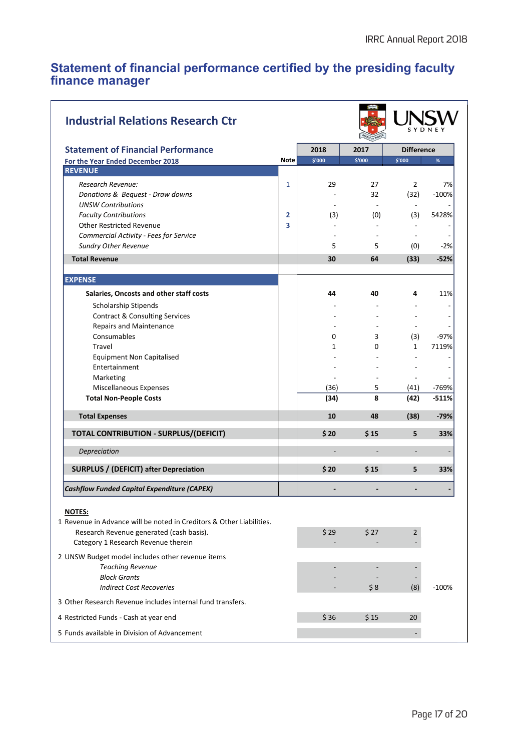## Statement of financial performance certified by the presiding faculty finance manager

### Industrial Relations Research Ctr

**Statement of Financial Performance**
For the Year Ended December 2018

| | Note | 2018 | 2017 | Difference | |
|---|---|---|---|---|---|
| | | $'000 | $'000 | $'000 | % |
| **REVENUE** | | | | | |
| *Research Revenue:* | 1 | 29 | 27 | 2 | 7% |
| *Donations & Bequest - Draw downs* | | - | 32 | (32) | -100% |
| *UNSW Contributions* | | - | - | - | - |
| *Faculty Contributions* | 2 | (3) | (0) | (3) | 5428% |
| Other Restricted Revenue | 3 | - | - | - | - |
| *Commercial Activity - Fees for Service* | | - | - | - | - |
| *Sundry Other Revenue* | | 5 | 5 | (0) | -2% |
| **Total Revenue** | | **30** | **64** | **(33)** | **-52%** |
| **EXPENSE** | | | | | |
| **Salaries, Oncosts and other staff costs** | | **44** | **40** | **4** | 11% |
| Scholarship Stipends | | - | - | - | - |
| Contract & Consulting Services | | - | - | - | - |
| Repairs and Maintenance | | - | - | - | - |
| Consumables | | 0 | 3 | (3) | -97% |
| Travel | | 1 | 0 | 1 | 7119% |
| Equipment Non Capitalised | | - | - | - | - |
| Entertainment | | - | - | - | - |
| Marketing | | - | - | - | - |
| Miscellaneous Expenses | | (36) | 5 | (41) | -769% |
| **Total Non-People Costs** | | **(34)** | **8** | **(42)** | **-511%** |
| **Total Expenses** | | **10** | **48** | **(38)** | **-79%** |
| **TOTAL CONTRIBUTION - SURPLUS/(DEFICIT)** | | **$ 20** | **$ 15** | **5** | **33%** |
| *Depreciation* | | - | - | - | - |
| **SURPLUS / (DEFICIT) after Depreciation** | | **$ 20** | **$ 15** | **5** | **33%** |
| ***Cashflow Funded Capital Expenditure (CAPEX)*** | | **-** | **-** | **-** | **-** |

**NOTES:**

| | 2018 | 2017 | Difference | % |
|---|---|---|---|---|
| 1 Revenue in Advance will be noted in Creditors & Other Liabilities. | | | | |
| Research Revenue generated (cash basis). | $ 29 | $ 27 | 2 | |
| Category 1 Research Revenue therein | - | - | - | |
| 2 UNSW Budget model includes other revenue items | | | | |
| *Teaching Revenue* | - | - | - | |
| *Block Grants* | - | - | - | |
| *Indirect Cost Recoveries* | - | $ 8 | (8) | -100% |
| 3 Other Research Revenue includes internal fund transfers. | | | | |
| 4 Restricted Funds - Cash at year end | $ 36 | $ 15 | 20 | |
| 5 Funds available in Division of Advancement | | | - | |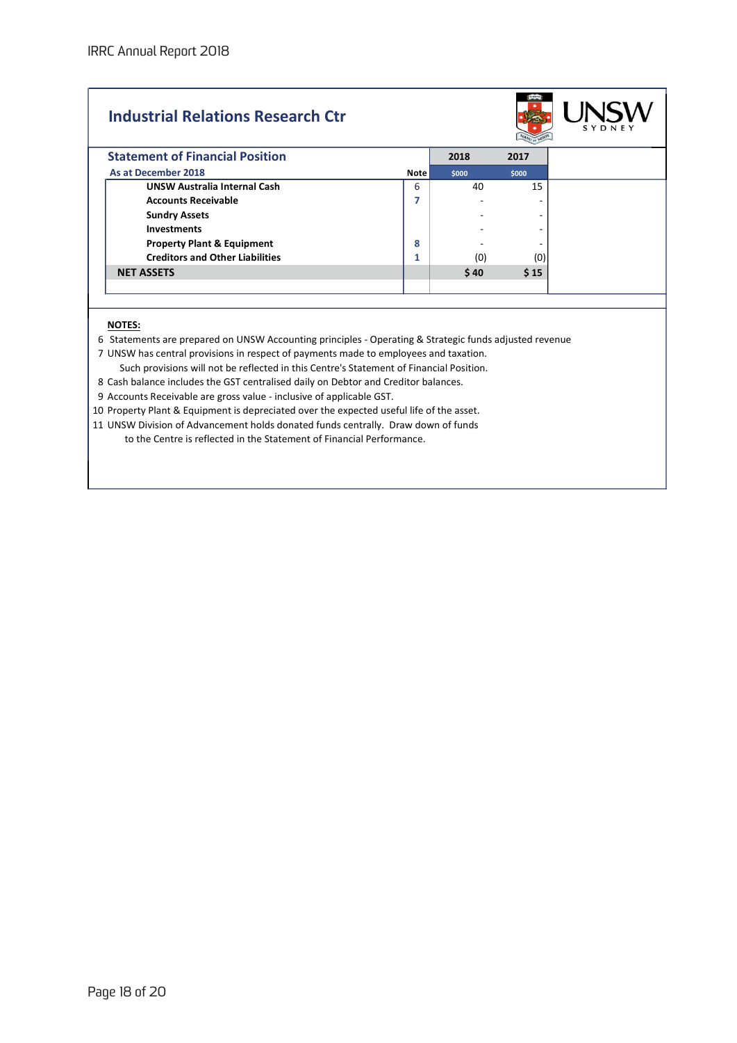## Industrial Relations Research Ctr

### Statement of Financial Position

| As at December 2018 | Note | 2018 $000 | 2017 $000 |
|---|---|---|---|
| UNSW Australia Internal Cash | 6 | 40 | 15 |
| Accounts Receivable | 7 | - | - |
| Sundry Assets | | - | - |
| Investments | | - | - |
| Property Plant & Equipment | 8 | - | - |
| Creditors and Other Liabilities | 1 | (0) | (0) |
| **NET ASSETS** | | **$ 40** | **$ 15** |

**NOTES:**

6 Statements are prepared on UNSW Accounting principles - Operating & Strategic funds adjusted revenue

7 UNSW has central provisions in respect of payments made to employees and taxation.
Such provisions will not be reflected in this Centre's Statement of Financial Position.

8 Cash balance includes the GST centralised daily on Debtor and Creditor balances.

9 Accounts Receivable are gross value - inclusive of applicable GST.

10 Property Plant & Equipment is depreciated over the expected useful life of the asset.

11 UNSW Division of Advancement holds donated funds centrally. Draw down of funds
to the Centre is reflected in the Statement of Financial Performance.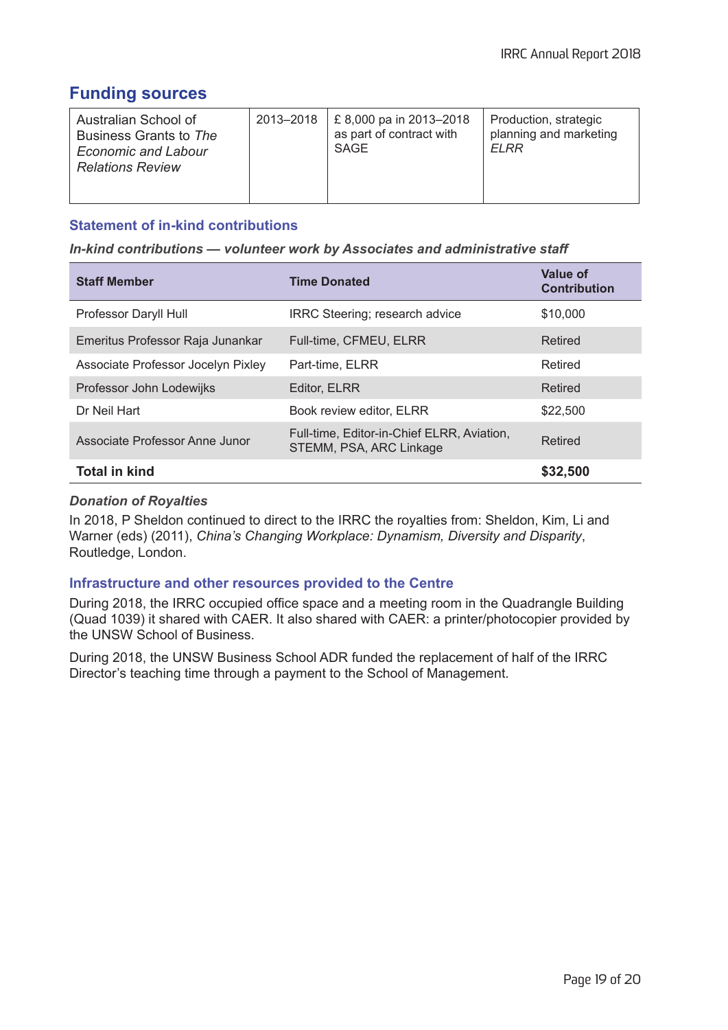## Funding sources

| Australian School of Business Grants to *The Economic and Labour Relations Review* | 2013–2018 | £ 8,000 pa in 2013–2018 as part of contract with SAGE | Production, strategic planning and marketing *ELRR* |
|---|---|---|---|

### Statement of in-kind contributions

***In-kind contributions — volunteer work by Associates and administrative staff***

| Staff Member | Time Donated | Value of Contribution |
|---|---|---|
| Professor Daryll Hull | IRRC Steering; research advice | $10,000 |
| Emeritus Professor Raja Junankar | Full-time, CFMEU, ELRR | Retired |
| Associate Professor Jocelyn Pixley | Part-time, ELRR | Retired |
| Professor John Lodewijks | Editor, ELRR | Retired |
| Dr Neil Hart | Book review editor, ELRR | $22,500 |
| Associate Professor Anne Junor | Full-time, Editor-in-Chief ELRR, Aviation, STEMM, PSA, ARC Linkage | Retired |
| **Total in kind** | | **$32,500** |

***Donation of Royalties***

In 2018, P Sheldon continued to direct to the IRRC the royalties from: Sheldon, Kim, Li and Warner (eds) (2011), *China's Changing Workplace: Dynamism, Diversity and Disparity*, Routledge, London.

### Infrastructure and other resources provided to the Centre

During 2018, the IRRC occupied office space and a meeting room in the Quadrangle Building (Quad 1039) it shared with CAER. It also shared with CAER: a printer/photocopier provided by the UNSW School of Business.

During 2018, the UNSW Business School ADR funded the replacement of half of the IRRC Director's teaching time through a payment to the School of Management.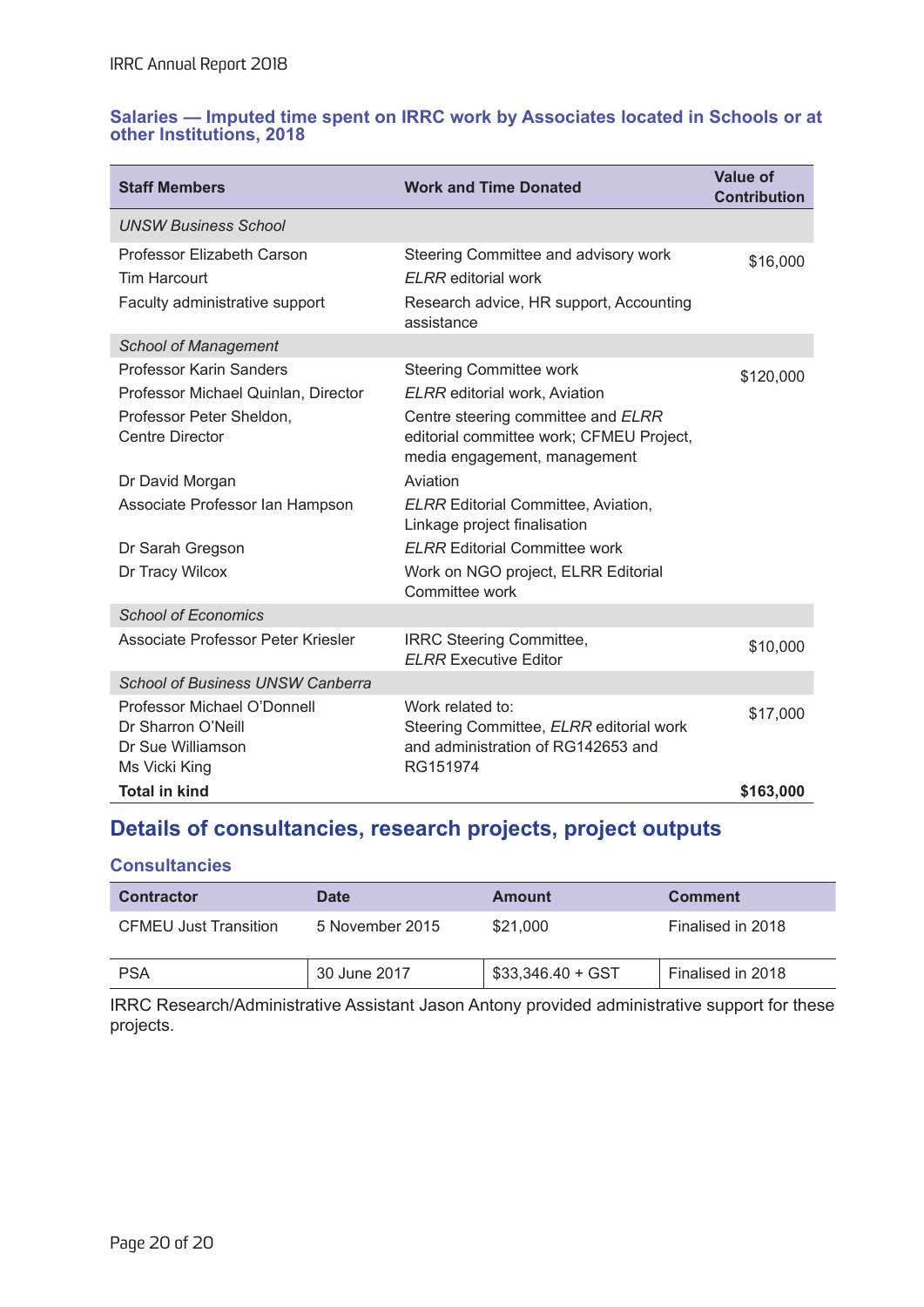### Salaries — Imputed time spent on IRRC work by Associates located in Schools or at other Institutions, 2018

| Staff Members | Work and Time Donated | Value of Contribution |
|---|---|---|
| *UNSW Business School* | | |
| Professor Elizabeth Carson | Steering Committee and advisory work | $16,000 |
| Tim Harcourt | *ELRR* editorial work | |
| Faculty administrative support | Research advice, HR support, Accounting assistance | |
| *School of Management* | | |
| Professor Karin Sanders | Steering Committee work | $120,000 |
| Professor Michael Quinlan, Director | *ELRR* editorial work, Aviation | |
| Professor Peter Sheldon, Centre Director | Centre steering committee and *ELRR* editorial committee work; CFMEU Project, media engagement, management | |
| Dr David Morgan | Aviation | |
| Associate Professor Ian Hampson | *ELRR* Editorial Committee, Aviation, Linkage project finalisation | |
| Dr Sarah Gregson | *ELRR* Editorial Committee work | |
| Dr Tracy Wilcox | Work on NGO project, ELRR Editorial Committee work | |
| *School of Economics* | | |
| Associate Professor Peter Kriesler | IRRC Steering Committee, *ELRR* Executive Editor | $10,000 |
| *School of Business UNSW Canberra* | | |
| Professor Michael O'Donnell<br>Dr Sharron O'Neill<br>Dr Sue Williamson<br>Ms Vicki King | Work related to:<br>Steering Committee, *ELRR* editorial work and administration of RG142653 and RG151974 | $17,000 |
| **Total in kind** | | **$163,000** |

## Details of consultancies, research projects, project outputs

### Consultancies

| Contractor | Date | Amount | Comment |
|---|---|---|---|
| CFMEU Just Transition | 5 November 2015 | $21,000 | Finalised in 2018 |
| PSA | 30 June 2017 | $33,346.40 + GST | Finalised in 2018 |

IRRC Research/Administrative Assistant Jason Antony provided administrative support for these projects.